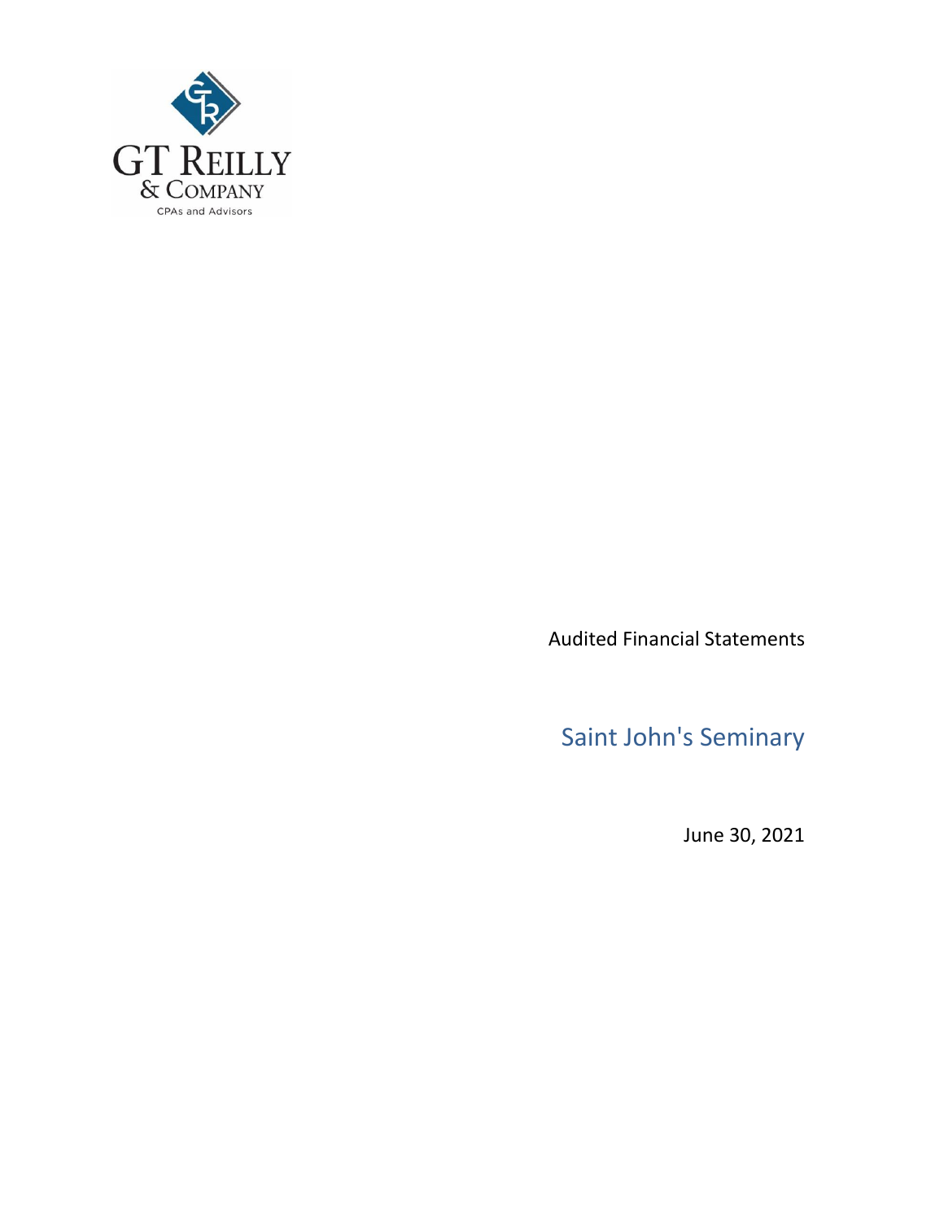GT Reilly
& Company
CPAs and Advisors

Audited Financial Statements

# Saint John's Seminary

June 30, 2021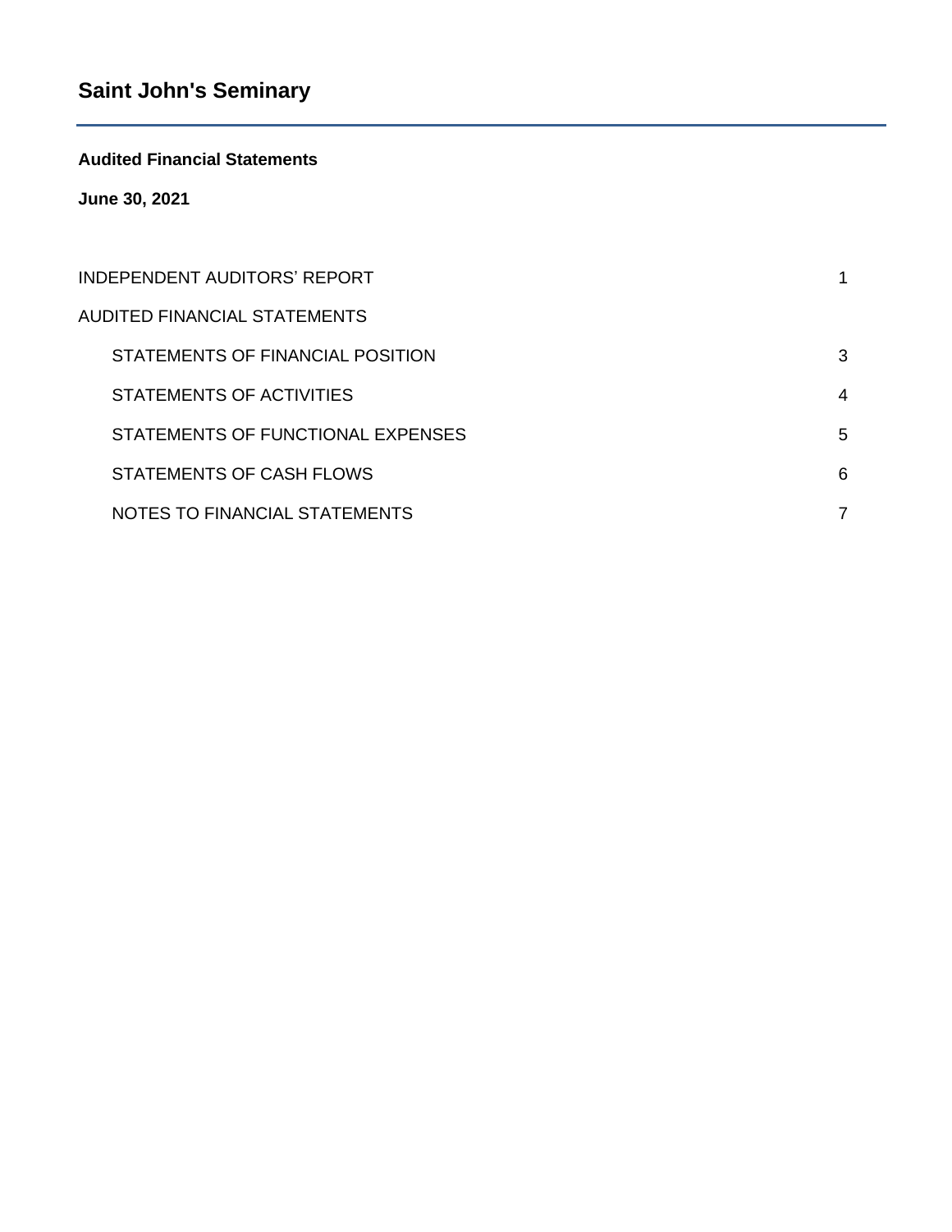# Saint John's Seminary

**Audited Financial Statements**

**June 30, 2021**

| | |
|---|---|
| INDEPENDENT AUDITORS' REPORT | 1 |
| AUDITED FINANCIAL STATEMENTS | |
| STATEMENTS OF FINANCIAL POSITION | 3 |
| STATEMENTS OF ACTIVITIES | 4 |
| STATEMENTS OF FUNCTIONAL EXPENSES | 5 |
| STATEMENTS OF CASH FLOWS | 6 |
| NOTES TO FINANCIAL STATEMENTS | 7 |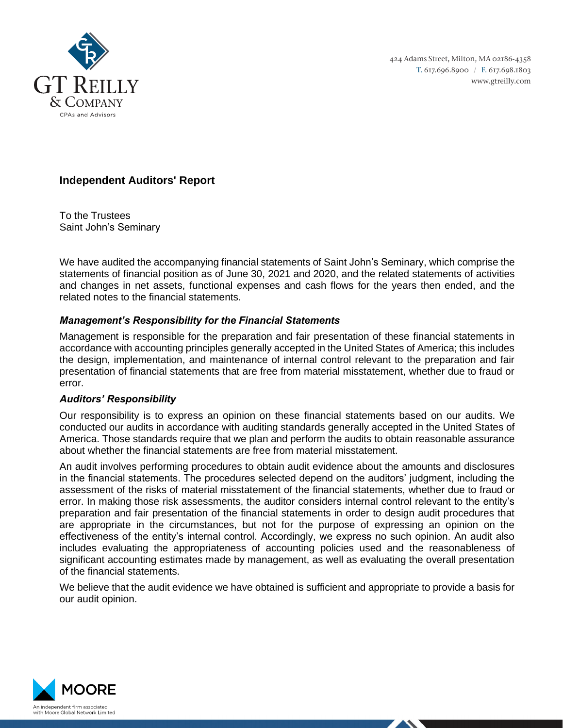GT Reilly & Company
CPAs and Advisors

424 Adams Street, Milton, MA 02186-4358
T. 617.696.8900 / F. 617.698.1803
www.gtreilly.com

## Independent Auditors' Report

To the Trustees
Saint John's Seminary

We have audited the accompanying financial statements of Saint John's Seminary, which comprise the statements of financial position as of June 30, 2021 and 2020, and the related statements of activities and changes in net assets, functional expenses and cash flows for the years then ended, and the related notes to the financial statements.

### *Management's Responsibility for the Financial Statements*

Management is responsible for the preparation and fair presentation of these financial statements in accordance with accounting principles generally accepted in the United States of America; this includes the design, implementation, and maintenance of internal control relevant to the preparation and fair presentation of financial statements that are free from material misstatement, whether due to fraud or error.

### *Auditors' Responsibility*

Our responsibility is to express an opinion on these financial statements based on our audits. We conducted our audits in accordance with auditing standards generally accepted in the United States of America. Those standards require that we plan and perform the audits to obtain reasonable assurance about whether the financial statements are free from material misstatement.

An audit involves performing procedures to obtain audit evidence about the amounts and disclosures in the financial statements. The procedures selected depend on the auditors' judgment, including the assessment of the risks of material misstatement of the financial statements, whether due to fraud or error. In making those risk assessments, the auditor considers internal control relevant to the entity's preparation and fair presentation of the financial statements in order to design audit procedures that are appropriate in the circumstances, but not for the purpose of expressing an opinion on the effectiveness of the entity's internal control. Accordingly, we express no such opinion. An audit also includes evaluating the appropriateness of accounting policies used and the reasonableness of significant accounting estimates made by management, as well as evaluating the overall presentation of the financial statements.

We believe that the audit evidence we have obtained is sufficient and appropriate to provide a basis for our audit opinion.

MOORE
An independent firm associated with Moore Global Network Limited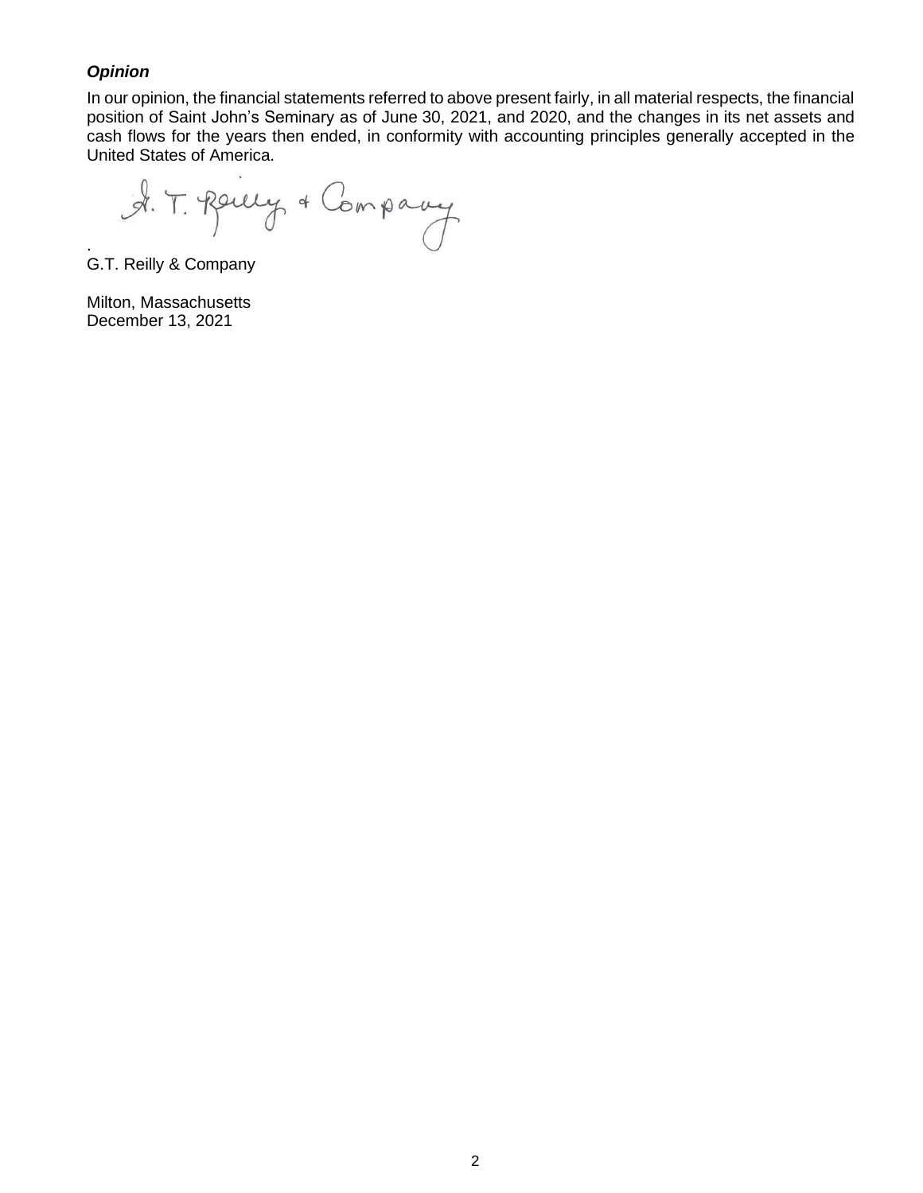***Opinion***

In our opinion, the financial statements referred to above present fairly, in all material respects, the financial position of Saint John's Seminary as of June 30, 2021, and 2020, and the changes in its net assets and cash flows for the years then ended, in conformity with accounting principles generally accepted in the United States of America.

G.T. Reilly & Company

Milton, Massachusetts
December 13, 2021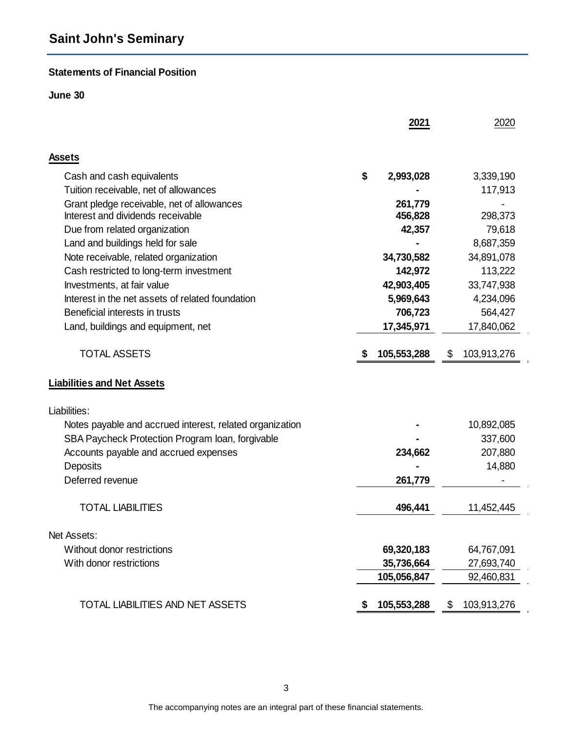# Saint John's Seminary

## Statements of Financial Position

**June 30**

| | 2021 | 2020 |
|---|---|---|
| **Assets** | | |
| Cash and cash equivalents | $ 2,993,028 | 3,339,190 |
| Tuition receivable, net of allowances | - | 117,913 |
| Grant pledge receivable, net of allowances | 261,779 | - |
| Interest and dividends receivable | 456,828 | 298,373 |
| Due from related organization | 42,357 | 79,618 |
| Land and buildings held for sale | - | 8,687,359 |
| Note receivable, related organization | 34,730,582 | 34,891,078 |
| Cash restricted to long-term investment | 142,972 | 113,222 |
| Investments, at fair value | 42,903,405 | 33,747,938 |
| Interest in the net assets of related foundation | 5,969,643 | 4,234,096 |
| Beneficial interests in trusts | 706,723 | 564,427 |
| Land, buildings and equipment, net | 17,345,971 | 17,840,062 |
| TOTAL ASSETS | $ 105,553,288 | $ 103,913,276 |
| **Liabilities and Net Assets** | | |
| Liabilities: | | |
| Notes payable and accrued interest, related organization | - | 10,892,085 |
| SBA Paycheck Protection Program loan, forgivable | - | 337,600 |
| Accounts payable and accrued expenses | 234,662 | 207,880 |
| Deposits | - | 14,880 |
| Deferred revenue | 261,779 | - |
| TOTAL LIABILITIES | 496,441 | 11,452,445 |
| Net Assets: | | |
| Without donor restrictions | 69,320,183 | 64,767,091 |
| With donor restrictions | 35,736,664 | 27,693,740 |
| | 105,056,847 | 92,460,831 |
| TOTAL LIABILITIES AND NET ASSETS | $ 105,553,288 | $ 103,913,276 |

The accompanying notes are an integral part of these financial statements.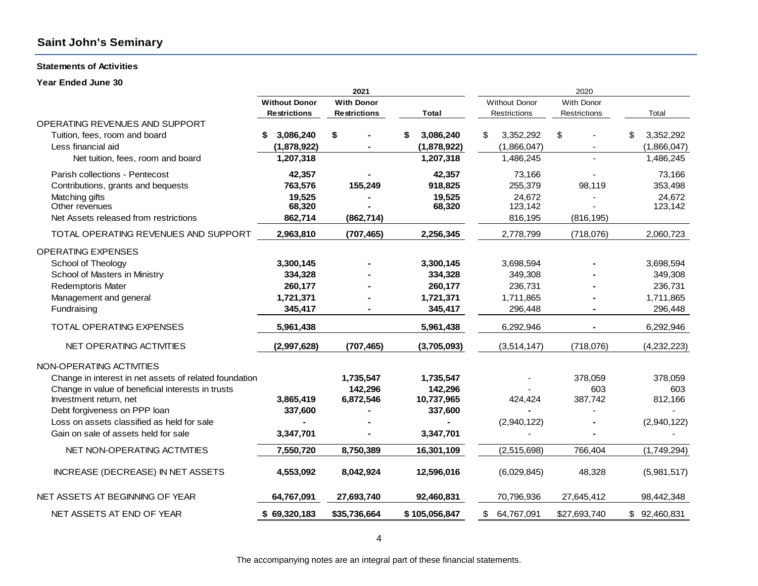## Saint John's Seminary

**Statements of Activities**

**Year Ended June 30**

| | 2021 | | | 2020 | | |
|---|---|---|---|---|---|---|
| | **Without Donor Restrictions** | **With Donor Restrictions** | **Total** | Without Donor Restrictions | With Donor Restrictions | Total |
| OPERATING REVENUES AND SUPPORT | | | | | | |
| Tuition, fees, room and board | **$ 3,086,240** | **$ -** | **$ 3,086,240** | $ 3,352,292 | $ - | $ 3,352,292 |
| Less financial aid | **(1,878,922)** | **-** | **(1,878,922)** | (1,866,047) | - | (1,866,047) |
| Net tuition, fees, room and board | **1,207,318** | | **1,207,318** | 1,486,245 | - | 1,486,245 |
| Parish collections - Pentecost | **42,357** | **-** | **42,357** | 73,166 | - | 73,166 |
| Contributions, grants and bequests | **763,576** | **155,249** | **918,825** | 255,379 | 98,119 | 353,498 |
| Matching gifts | **19,525** | **-** | **19,525** | 24,672 | - | 24,672 |
| Other revenues | **68,320** | **-** | **68,320** | 123,142 | - | 123,142 |
| Net Assets released from restrictions | **862,714** | **(862,714)** | | 816,195 | (816,195) | |
| TOTAL OPERATING REVENUES AND SUPPORT | **2,963,810** | **(707,465)** | **2,256,345** | 2,778,799 | (718,076) | 2,060,723 |
| OPERATING EXPENSES | | | | | | |
| School of Theology | **3,300,145** | **-** | **3,300,145** | 3,698,594 | - | 3,698,594 |
| School of Masters in Ministry | **334,328** | **-** | **334,328** | 349,308 | - | 349,308 |
| Redemptoris Mater | **260,177** | **-** | **260,177** | 236,731 | - | 236,731 |
| Management and general | **1,721,371** | **-** | **1,721,371** | 1,711,865 | - | 1,711,865 |
| Fundraising | **345,417** | **-** | **345,417** | 296,448 | - | 296,448 |
| TOTAL OPERATING EXPENSES | **5,961,438** | | **5,961,438** | 6,292,946 | - | 6,292,946 |
| NET OPERATING ACTIVITIES | **(2,997,628)** | **(707,465)** | **(3,705,093)** | (3,514,147) | (718,076) | (4,232,223) |
| NON-OPERATING ACTIVITIES | | | | | | |
| Change in interest in net assets of related foundation | | **1,735,547** | **1,735,547** | - | 378,059 | 378,059 |
| Change in value of beneficial interests in trusts | | **142,296** | **142,296** | - | 603 | 603 |
| Investment return, net | **3,865,419** | **6,872,546** | **10,737,965** | 424,424 | 387,742 | 812,166 |
| Debt forgiveness on PPP loan | **337,600** | **-** | **337,600** | - | - | - |
| Loss on assets classified as held for sale | **-** | **-** | **-** | (2,940,122) | - | (2,940,122) |
| Gain on sale of assets held for sale | **3,347,701** | **-** | **3,347,701** | - | - | - |
| NET NON-OPERATING ACTIVITIES | **7,550,720** | **8,750,389** | **16,301,109** | (2,515,698) | 766,404 | (1,749,294) |
| INCREASE (DECREASE) IN NET ASSETS | **4,553,092** | **8,042,924** | **12,596,016** | (6,029,845) | 48,328 | (5,981,517) |
| NET ASSETS AT BEGINNING OF YEAR | **64,767,091** | **27,693,740** | **92,460,831** | 70,796,936 | 27,645,412 | 98,442,348 |
| NET ASSETS AT END OF YEAR | **$ 69,320,183** | **$35,736,664** | **$ 105,056,847** | $ 64,767,091 | $27,693,740 | $ 92,460,831 |

The accompanying notes are an integral part of these financial statements.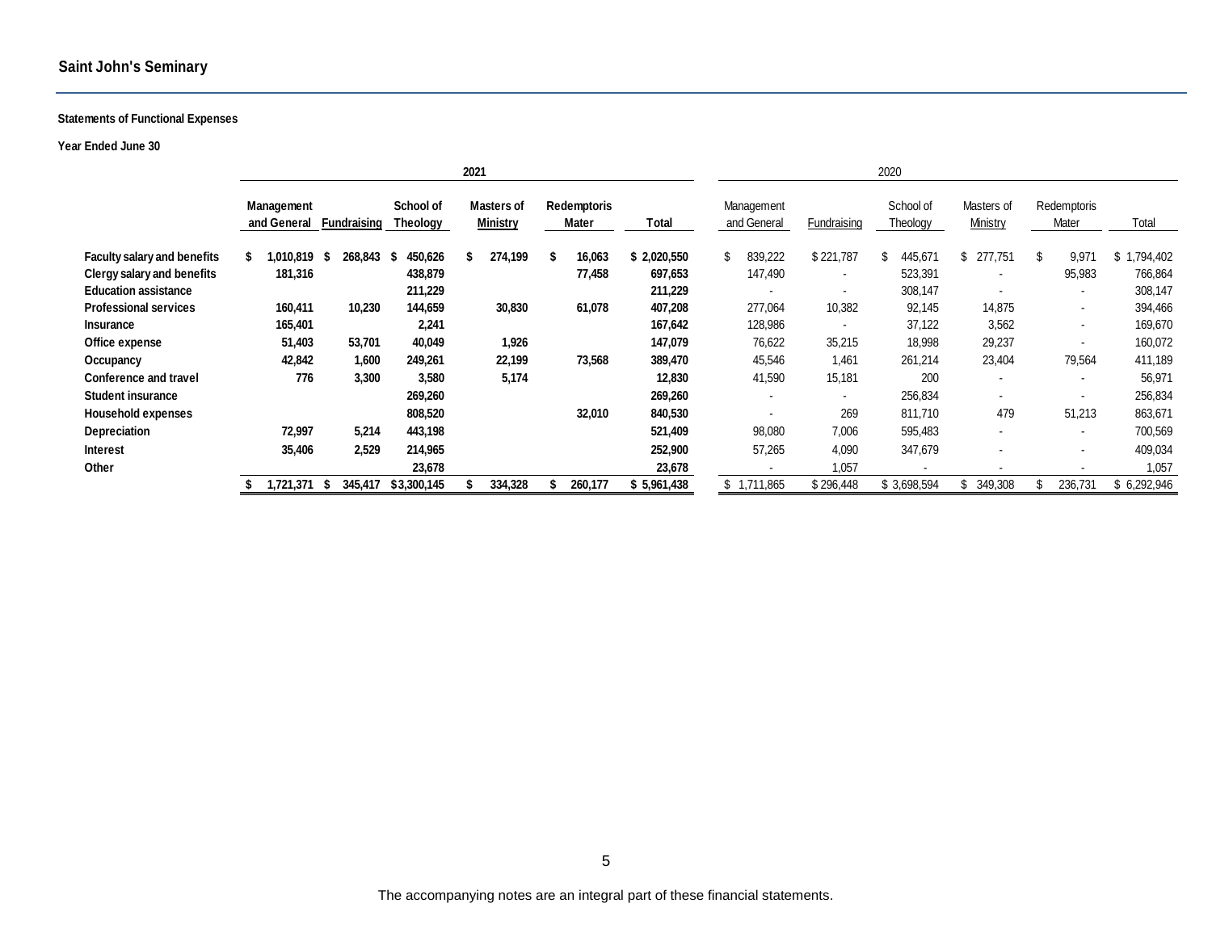## Saint John's Seminary

### Statements of Functional Expenses

**Year Ended June 30**

| | 2021 | | | | | | 2020 | | | | | |
|---|---|---|---|---|---|---|---|---|---|---|---|---|
| | Management and General | Fundraising | School of Theology | Masters of Ministry | Redemptoris Mater | Total | Management and General | Fundraising | School of Theology | Masters of Ministry | Redemptoris Mater | Total |
| Faculty salary and benefits | $ 1,010,819 | $ 268,843 | $ 450,626 | $ 274,199 | $ 16,063 | $ 2,020,550 | $ 839,222 | $ 221,787 | $ 445,671 | $ 277,751 | $ 9,971 | $ 1,794,402 |
| Clergy salary and benefits | 181,316 | | 438,879 | | 77,458 | 697,653 | 147,490 | - | 523,391 | - | 95,983 | 766,864 |
| Education assistance | | | 211,229 | | | 211,229 | - | - | 308,147 | - | - | 308,147 |
| Professional services | 160,411 | 10,230 | 144,659 | 30,830 | 61,078 | 407,208 | 277,064 | 10,382 | 92,145 | 14,875 | - | 394,466 |
| Insurance | 165,401 | | 2,241 | | | 167,642 | 128,986 | - | 37,122 | 3,562 | - | 169,670 |
| Office expense | 51,403 | 53,701 | 40,049 | 1,926 | | 147,079 | 76,622 | 35,215 | 18,998 | 29,237 | - | 160,072 |
| Occupancy | 42,842 | 1,600 | 249,261 | 22,199 | 73,568 | 389,470 | 45,546 | 1,461 | 261,214 | 23,404 | 79,564 | 411,189 |
| Conference and travel | 776 | 3,300 | 3,580 | 5,174 | | 12,830 | 41,590 | 15,181 | 200 | - | - | 56,971 |
| Student insurance | | | 269,260 | | | 269,260 | - | - | 256,834 | - | - | 256,834 |
| Household expenses | | | 808,520 | | 32,010 | 840,530 | - | 269 | 811,710 | 479 | 51,213 | 863,671 |
| Depreciation | 72,997 | 5,214 | 443,198 | | | 521,409 | 98,080 | 7,006 | 595,483 | - | - | 700,569 |
| Interest | 35,406 | 2,529 | 214,965 | | | 252,900 | 57,265 | 4,090 | 347,679 | - | - | 409,034 |
| Other | | | 23,678 | | | 23,678 | - | 1,057 | - | - | - | 1,057 |
| | $ 1,721,371 | $ 345,417 | $ 3,300,145 | $ 334,328 | $ 260,177 | $ 5,961,438 | $ 1,711,865 | $ 296,448 | $ 3,698,594 | $ 349,308 | $ 236,731 | $ 6,292,946 |

The accompanying notes are an integral part of these financial statements.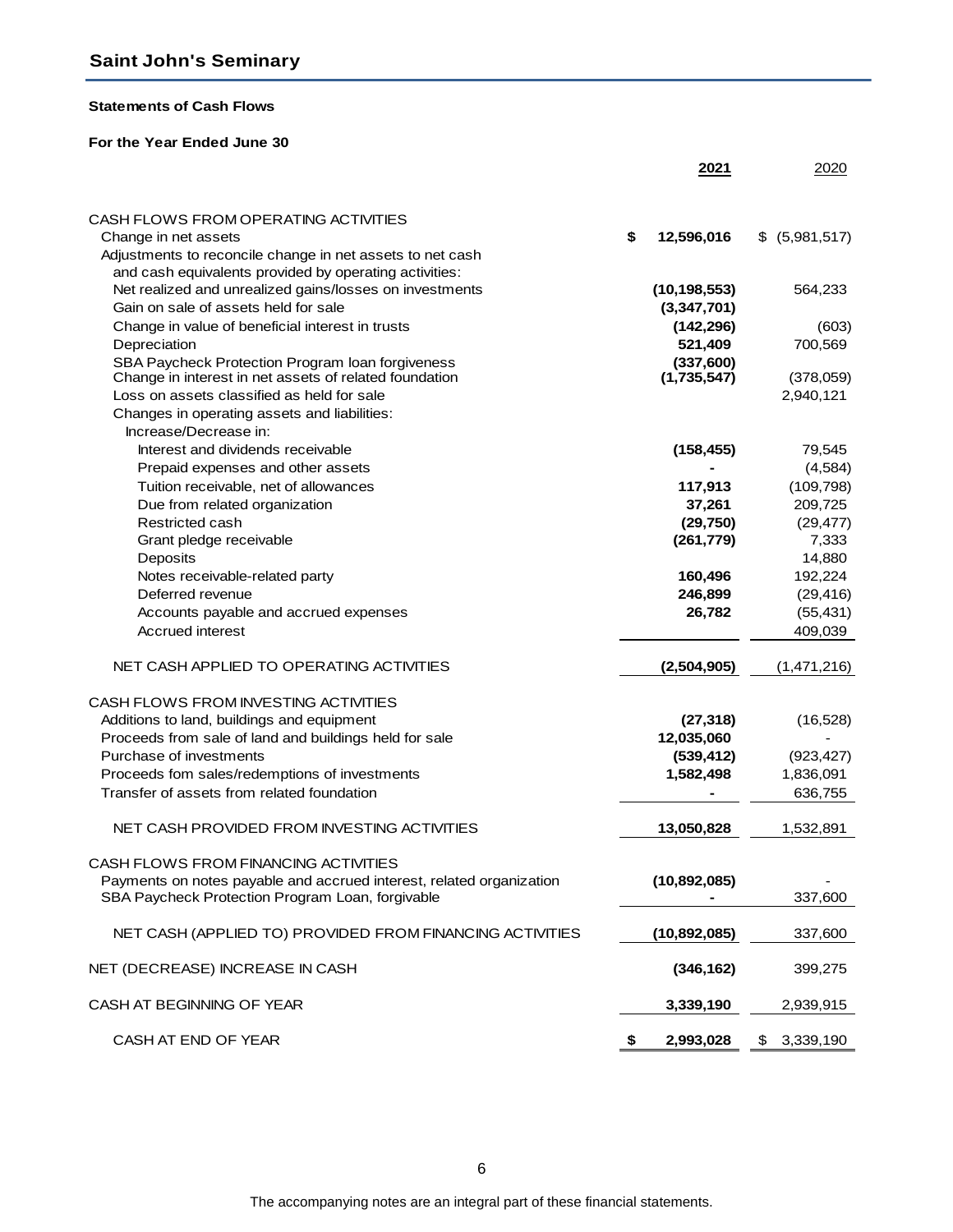## Saint John's Seminary

### Statements of Cash Flows

**For the Year Ended June 30**

| | **2021** | 2020 |
|---|---|---|
| CASH FLOWS FROM OPERATING ACTIVITIES | | |
| Change in net assets | **$ 12,596,016** | $ (5,981,517) |
| Adjustments to reconcile change in net assets to net cash and cash equivalents provided by operating activities: | | |
| Net realized and unrealized gains/losses on investments | **(10,198,553)** | 564,233 |
| Gain on sale of assets held for sale | **(3,347,701)** | |
| Change in value of beneficial interest in trusts | **(142,296)** | (603) |
| Depreciation | **521,409** | 700,569 |
| SBA Paycheck Protection Program loan forgiveness | **(337,600)** | |
| Change in interest in net assets of related foundation | **(1,735,547)** | (378,059) |
| Loss on assets classified as held for sale | | 2,940,121 |
| Changes in operating assets and liabilities: | | |
| Increase/Decrease in: | | |
| Interest and dividends receivable | **(158,455)** | 79,545 |
| Prepaid expenses and other assets | **-** | (4,584) |
| Tuition receivable, net of allowances | **117,913** | (109,798) |
| Due from related organization | **37,261** | 209,725 |
| Restricted cash | **(29,750)** | (29,477) |
| Grant pledge receivable | **(261,779)** | 7,333 |
| Deposits | | 14,880 |
| Notes receivable-related party | **160,496** | 192,224 |
| Deferred revenue | **246,899** | (29,416) |
| Accounts payable and accrued expenses | **26,782** | (55,431) |
| Accrued interest | | 409,039 |
| NET CASH APPLIED TO OPERATING ACTIVITIES | **(2,504,905)** | (1,471,216) |
| CASH FLOWS FROM INVESTING ACTIVITIES | | |
| Additions to land, buildings and equipment | **(27,318)** | (16,528) |
| Proceeds from sale of land and buildings held for sale | **12,035,060** | - |
| Purchase of investments | **(539,412)** | (923,427) |
| Proceeds fom sales/redemptions of investments | **1,582,498** | 1,836,091 |
| Transfer of assets from related foundation | **-** | 636,755 |
| NET CASH PROVIDED FROM INVESTING ACTIVITIES | **13,050,828** | 1,532,891 |
| CASH FLOWS FROM FINANCING ACTIVITIES | | |
| Payments on notes payable and accrued interest, related organization | **(10,892,085)** | - |
| SBA Paycheck Protection Program Loan, forgivable | **-** | 337,600 |
| NET CASH (APPLIED TO) PROVIDED FROM FINANCING ACTIVITIES | **(10,892,085)** | 337,600 |
| NET (DECREASE) INCREASE IN CASH | **(346,162)** | 399,275 |
| CASH AT BEGINNING OF YEAR | **3,339,190** | 2,939,915 |
| CASH AT END OF YEAR | **$ 2,993,028** | $ 3,339,190 |

The accompanying notes are an integral part of these financial statements.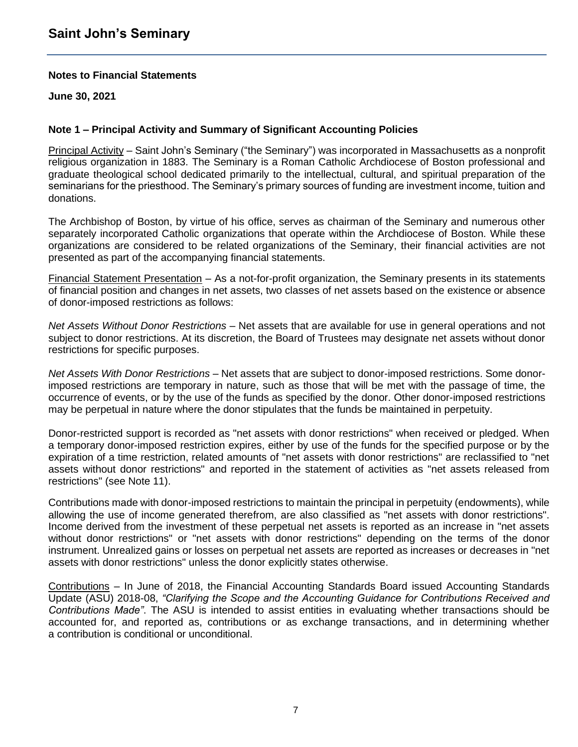# Saint John's Seminary

**Notes to Financial Statements**

**June 30, 2021**

## Note 1 – Principal Activity and Summary of Significant Accounting Policies

Principal Activity – Saint John's Seminary ("the Seminary") was incorporated in Massachusetts as a nonprofit religious organization in 1883. The Seminary is a Roman Catholic Archdiocese of Boston professional and graduate theological school dedicated primarily to the intellectual, cultural, and spiritual preparation of the seminarians for the priesthood. The Seminary's primary sources of funding are investment income, tuition and donations.

The Archbishop of Boston, by virtue of his office, serves as chairman of the Seminary and numerous other separately incorporated Catholic organizations that operate within the Archdiocese of Boston. While these organizations are considered to be related organizations of the Seminary, their financial activities are not presented as part of the accompanying financial statements.

Financial Statement Presentation – As a not-for-profit organization, the Seminary presents in its statements of financial position and changes in net assets, two classes of net assets based on the existence or absence of donor-imposed restrictions as follows:

*Net Assets Without Donor Restrictions* – Net assets that are available for use in general operations and not subject to donor restrictions. At its discretion, the Board of Trustees may designate net assets without donor restrictions for specific purposes.

*Net Assets With Donor Restrictions* – Net assets that are subject to donor-imposed restrictions. Some donor-imposed restrictions are temporary in nature, such as those that will be met with the passage of time, the occurrence of events, or by the use of the funds as specified by the donor. Other donor-imposed restrictions may be perpetual in nature where the donor stipulates that the funds be maintained in perpetuity.

Donor-restricted support is recorded as "net assets with donor restrictions" when received or pledged. When a temporary donor-imposed restriction expires, either by use of the funds for the specified purpose or by the expiration of a time restriction, related amounts of "net assets with donor restrictions" are reclassified to "net assets without donor restrictions" and reported in the statement of activities as "net assets released from restrictions" (see Note 11).

Contributions made with donor-imposed restrictions to maintain the principal in perpetuity (endowments), while allowing the use of income generated therefrom, are also classified as "net assets with donor restrictions". Income derived from the investment of these perpetual net assets is reported as an increase in "net assets without donor restrictions" or "net assets with donor restrictions" depending on the terms of the donor instrument. Unrealized gains or losses on perpetual net assets are reported as increases or decreases in "net assets with donor restrictions" unless the donor explicitly states otherwise.

Contributions – In June of 2018, the Financial Accounting Standards Board issued Accounting Standards Update (ASU) 2018-08, *"Clarifying the Scope and the Accounting Guidance for Contributions Received and Contributions Made"*. The ASU is intended to assist entities in evaluating whether transactions should be accounted for, and reported as, contributions or as exchange transactions, and in determining whether a contribution is conditional or unconditional.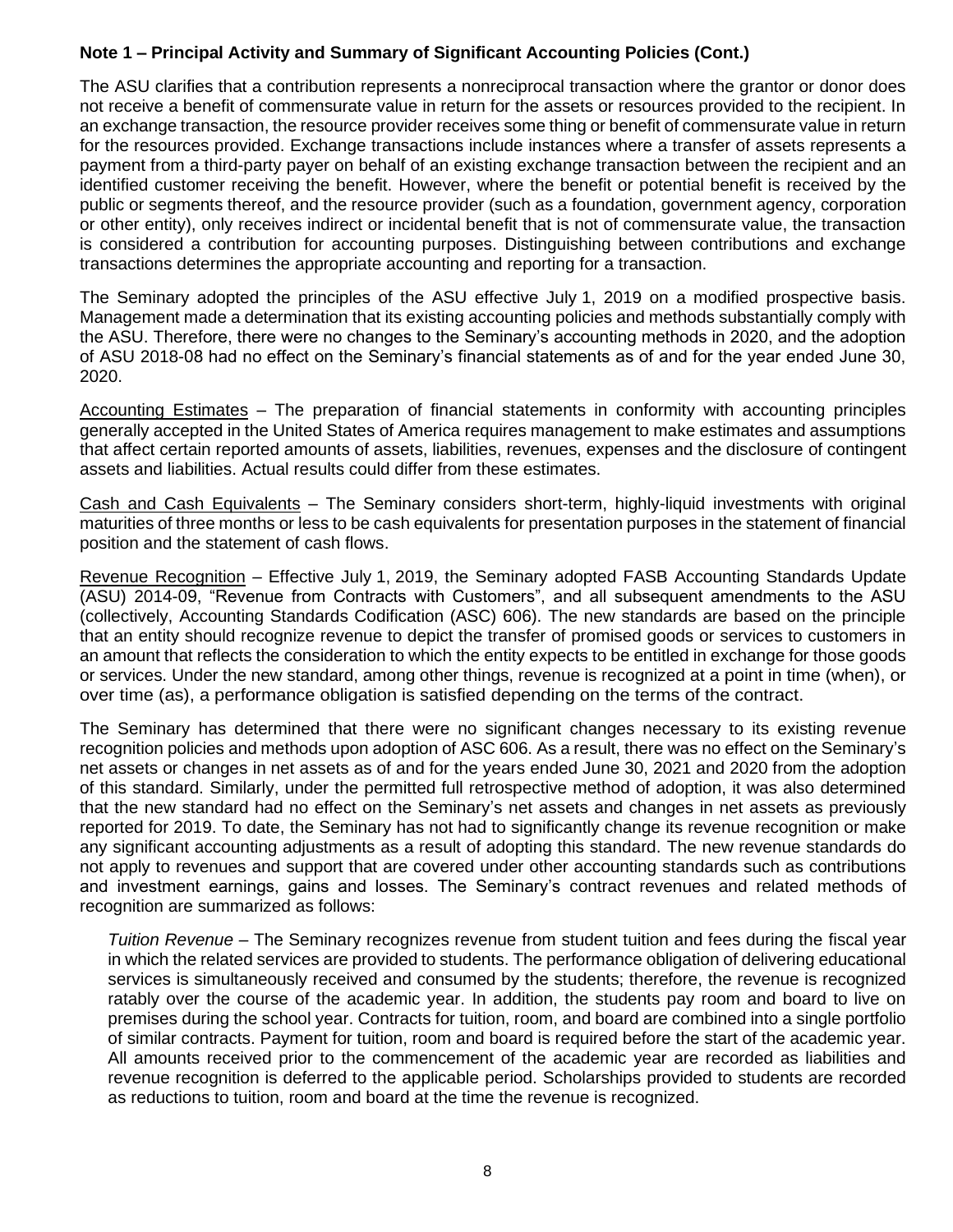**Note 1 – Principal Activity and Summary of Significant Accounting Policies (Cont.)**

The ASU clarifies that a contribution represents a nonreciprocal transaction where the grantor or donor does not receive a benefit of commensurate value in return for the assets or resources provided to the recipient. In an exchange transaction, the resource provider receives some thing or benefit of commensurate value in return for the resources provided. Exchange transactions include instances where a transfer of assets represents a payment from a third-party payer on behalf of an existing exchange transaction between the recipient and an identified customer receiving the benefit. However, where the benefit or potential benefit is received by the public or segments thereof, and the resource provider (such as a foundation, government agency, corporation or other entity), only receives indirect or incidental benefit that is not of commensurate value, the transaction is considered a contribution for accounting purposes. Distinguishing between contributions and exchange transactions determines the appropriate accounting and reporting for a transaction.

The Seminary adopted the principles of the ASU effective July 1, 2019 on a modified prospective basis. Management made a determination that its existing accounting policies and methods substantially comply with the ASU. Therefore, there were no changes to the Seminary's accounting methods in 2020, and the adoption of ASU 2018-08 had no effect on the Seminary's financial statements as of and for the year ended June 30, 2020.

Accounting Estimates – The preparation of financial statements in conformity with accounting principles generally accepted in the United States of America requires management to make estimates and assumptions that affect certain reported amounts of assets, liabilities, revenues, expenses and the disclosure of contingent assets and liabilities. Actual results could differ from these estimates.

Cash and Cash Equivalents – The Seminary considers short-term, highly-liquid investments with original maturities of three months or less to be cash equivalents for presentation purposes in the statement of financial position and the statement of cash flows.

Revenue Recognition – Effective July 1, 2019, the Seminary adopted FASB Accounting Standards Update (ASU) 2014-09, "Revenue from Contracts with Customers", and all subsequent amendments to the ASU (collectively, Accounting Standards Codification (ASC) 606). The new standards are based on the principle that an entity should recognize revenue to depict the transfer of promised goods or services to customers in an amount that reflects the consideration to which the entity expects to be entitled in exchange for those goods or services. Under the new standard, among other things, revenue is recognized at a point in time (when), or over time (as), a performance obligation is satisfied depending on the terms of the contract.

The Seminary has determined that there were no significant changes necessary to its existing revenue recognition policies and methods upon adoption of ASC 606. As a result, there was no effect on the Seminary's net assets or changes in net assets as of and for the years ended June 30, 2021 and 2020 from the adoption of this standard. Similarly, under the permitted full retrospective method of adoption, it was also determined that the new standard had no effect on the Seminary's net assets and changes in net assets as previously reported for 2019. To date, the Seminary has not had to significantly change its revenue recognition or make any significant accounting adjustments as a result of adopting this standard. The new revenue standards do not apply to revenues and support that are covered under other accounting standards such as contributions and investment earnings, gains and losses. The Seminary's contract revenues and related methods of recognition are summarized as follows:

*Tuition Revenue* – The Seminary recognizes revenue from student tuition and fees during the fiscal year in which the related services are provided to students. The performance obligation of delivering educational services is simultaneously received and consumed by the students; therefore, the revenue is recognized ratably over the course of the academic year. In addition, the students pay room and board to live on premises during the school year. Contracts for tuition, room, and board are combined into a single portfolio of similar contracts. Payment for tuition, room and board is required before the start of the academic year. All amounts received prior to the commencement of the academic year are recorded as liabilities and revenue recognition is deferred to the applicable period. Scholarships provided to students are recorded as reductions to tuition, room and board at the time the revenue is recognized.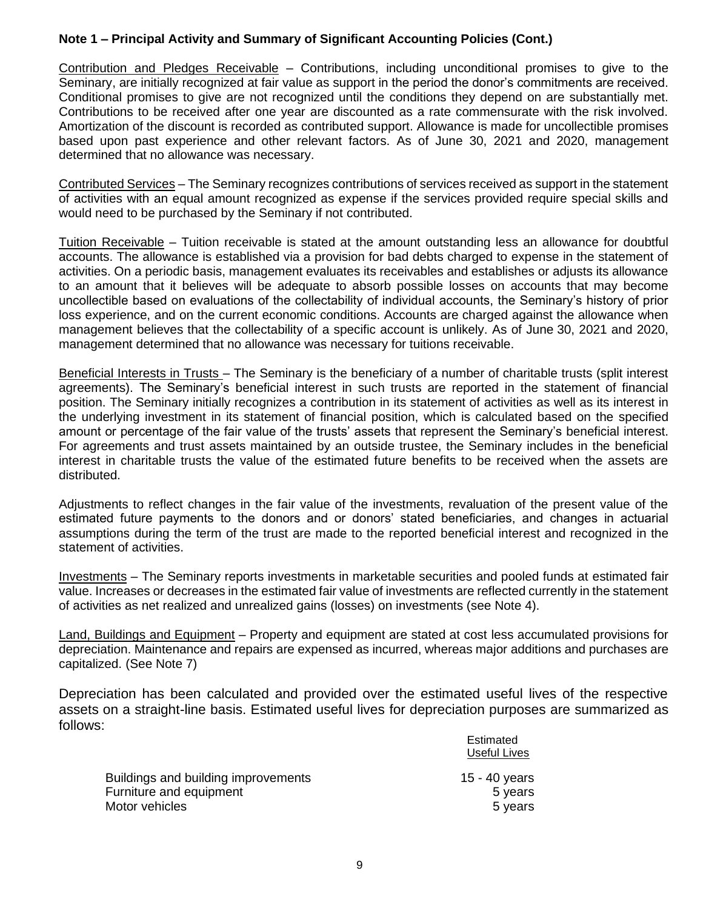**Note 1 – Principal Activity and Summary of Significant Accounting Policies (Cont.)**

Contribution and Pledges Receivable – Contributions, including unconditional promises to give to the Seminary, are initially recognized at fair value as support in the period the donor's commitments are received. Conditional promises to give are not recognized until the conditions they depend on are substantially met. Contributions to be received after one year are discounted as a rate commensurate with the risk involved. Amortization of the discount is recorded as contributed support. Allowance is made for uncollectible promises based upon past experience and other relevant factors. As of June 30, 2021 and 2020, management determined that no allowance was necessary.

Contributed Services – The Seminary recognizes contributions of services received as support in the statement of activities with an equal amount recognized as expense if the services provided require special skills and would need to be purchased by the Seminary if not contributed.

Tuition Receivable – Tuition receivable is stated at the amount outstanding less an allowance for doubtful accounts. The allowance is established via a provision for bad debts charged to expense in the statement of activities. On a periodic basis, management evaluates its receivables and establishes or adjusts its allowance to an amount that it believes will be adequate to absorb possible losses on accounts that may become uncollectible based on evaluations of the collectability of individual accounts, the Seminary's history of prior loss experience, and on the current economic conditions. Accounts are charged against the allowance when management believes that the collectability of a specific account is unlikely. As of June 30, 2021 and 2020, management determined that no allowance was necessary for tuitions receivable.

Beneficial Interests in Trusts – The Seminary is the beneficiary of a number of charitable trusts (split interest agreements). The Seminary's beneficial interest in such trusts are reported in the statement of financial position. The Seminary initially recognizes a contribution in its statement of activities as well as its interest in the underlying investment in its statement of financial position, which is calculated based on the specified amount or percentage of the fair value of the trusts' assets that represent the Seminary's beneficial interest. For agreements and trust assets maintained by an outside trustee, the Seminary includes in the beneficial interest in charitable trusts the value of the estimated future benefits to be received when the assets are distributed.

Adjustments to reflect changes in the fair value of the investments, revaluation of the present value of the estimated future payments to the donors and or donors' stated beneficiaries, and changes in actuarial assumptions during the term of the trust are made to the reported beneficial interest and recognized in the statement of activities.

Investments – The Seminary reports investments in marketable securities and pooled funds at estimated fair value. Increases or decreases in the estimated fair value of investments are reflected currently in the statement of activities as net realized and unrealized gains (losses) on investments (see Note 4).

Land, Buildings and Equipment – Property and equipment are stated at cost less accumulated provisions for depreciation. Maintenance and repairs are expensed as incurred, whereas major additions and purchases are capitalized. (See Note 7)

Depreciation has been calculated and provided over the estimated useful lives of the respective assets on a straight-line basis. Estimated useful lives for depreciation purposes are summarized as follows:

| | Estimated Useful Lives |
|---|---|
| Buildings and building improvements | 15 - 40 years |
| Furniture and equipment | 5 years |
| Motor vehicles | 5 years |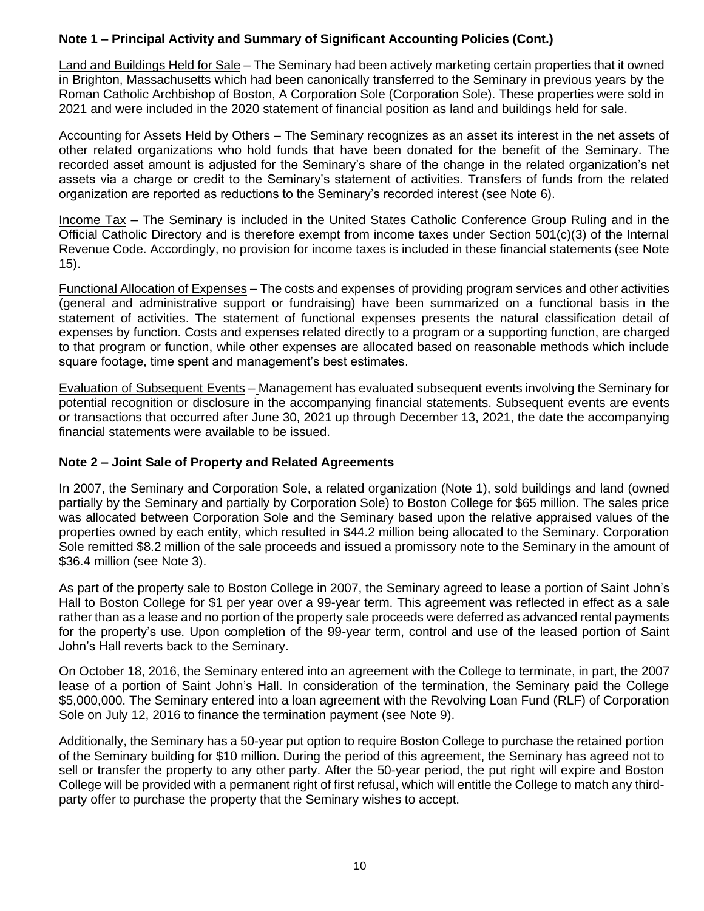### Note 1 – Principal Activity and Summary of Significant Accounting Policies (Cont.)

Land and Buildings Held for Sale – The Seminary had been actively marketing certain properties that it owned in Brighton, Massachusetts which had been canonically transferred to the Seminary in previous years by the Roman Catholic Archbishop of Boston, A Corporation Sole (Corporation Sole). These properties were sold in 2021 and were included in the 2020 statement of financial position as land and buildings held for sale.

Accounting for Assets Held by Others – The Seminary recognizes as an asset its interest in the net assets of other related organizations who hold funds that have been donated for the benefit of the Seminary. The recorded asset amount is adjusted for the Seminary's share of the change in the related organization's net assets via a charge or credit to the Seminary's statement of activities. Transfers of funds from the related organization are reported as reductions to the Seminary's recorded interest (see Note 6).

Income Tax – The Seminary is included in the United States Catholic Conference Group Ruling and in the Official Catholic Directory and is therefore exempt from income taxes under Section 501(c)(3) of the Internal Revenue Code. Accordingly, no provision for income taxes is included in these financial statements (see Note 15).

Functional Allocation of Expenses – The costs and expenses of providing program services and other activities (general and administrative support or fundraising) have been summarized on a functional basis in the statement of activities. The statement of functional expenses presents the natural classification detail of expenses by function. Costs and expenses related directly to a program or a supporting function, are charged to that program or function, while other expenses are allocated based on reasonable methods which include square footage, time spent and management's best estimates.

Evaluation of Subsequent Events – Management has evaluated subsequent events involving the Seminary for potential recognition or disclosure in the accompanying financial statements. Subsequent events are events or transactions that occurred after June 30, 2021 up through December 13, 2021, the date the accompanying financial statements were available to be issued.

### Note 2 – Joint Sale of Property and Related Agreements

In 2007, the Seminary and Corporation Sole, a related organization (Note 1), sold buildings and land (owned partially by the Seminary and partially by Corporation Sole) to Boston College for $65 million. The sales price was allocated between Corporation Sole and the Seminary based upon the relative appraised values of the properties owned by each entity, which resulted in $44.2 million being allocated to the Seminary. Corporation Sole remitted $8.2 million of the sale proceeds and issued a promissory note to the Seminary in the amount of $36.4 million (see Note 3).

As part of the property sale to Boston College in 2007, the Seminary agreed to lease a portion of Saint John's Hall to Boston College for $1 per year over a 99-year term. This agreement was reflected in effect as a sale rather than as a lease and no portion of the property sale proceeds were deferred as advanced rental payments for the property's use. Upon completion of the 99-year term, control and use of the leased portion of Saint John's Hall reverts back to the Seminary.

On October 18, 2016, the Seminary entered into an agreement with the College to terminate, in part, the 2007 lease of a portion of Saint John's Hall. In consideration of the termination, the Seminary paid the College $5,000,000. The Seminary entered into a loan agreement with the Revolving Loan Fund (RLF) of Corporation Sole on July 12, 2016 to finance the termination payment (see Note 9).

Additionally, the Seminary has a 50-year put option to require Boston College to purchase the retained portion of the Seminary building for $10 million. During the period of this agreement, the Seminary has agreed not to sell or transfer the property to any other party. After the 50-year period, the put right will expire and Boston College will be provided with a permanent right of first refusal, which will entitle the College to match any third-party offer to purchase the property that the Seminary wishes to accept.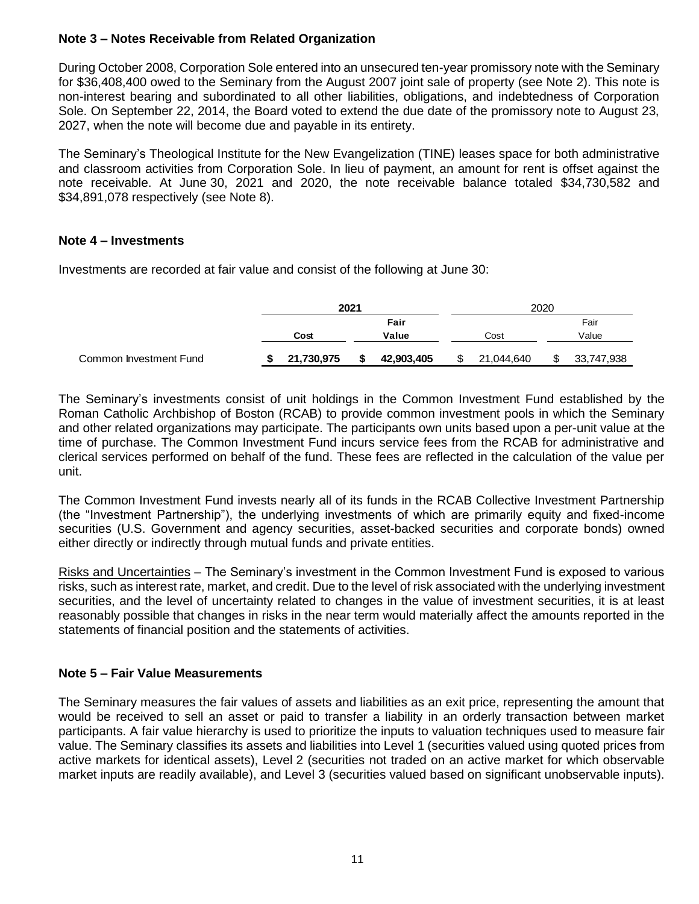### Note 3 – Notes Receivable from Related Organization

During October 2008, Corporation Sole entered into an unsecured ten-year promissory note with the Seminary for $36,408,400 owed to the Seminary from the August 2007 joint sale of property (see Note 2). This note is non-interest bearing and subordinated to all other liabilities, obligations, and indebtedness of Corporation Sole. On September 22, 2014, the Board voted to extend the due date of the promissory note to August 23, 2027, when the note will become due and payable in its entirety.

The Seminary's Theological Institute for the New Evangelization (TINE) leases space for both administrative and classroom activities from Corporation Sole. In lieu of payment, an amount for rent is offset against the note receivable. At June 30, 2021 and 2020, the note receivable balance totaled $34,730,582 and $34,891,078 respectively (see Note 8).

### Note 4 – Investments

Investments are recorded at fair value and consist of the following at June 30:

| | **2021** | | 2020 | |
|---|---|---|---|---|
| | **Cost** | **Fair Value** | Cost | Fair Value |
| Common Investment Fund | **$ 21,730,975** | **$ 42,903,405** | $ 21,044,640 | $ 33,747,938 |

The Seminary's investments consist of unit holdings in the Common Investment Fund established by the Roman Catholic Archbishop of Boston (RCAB) to provide common investment pools in which the Seminary and other related organizations may participate. The participants own units based upon a per-unit value at the time of purchase. The Common Investment Fund incurs service fees from the RCAB for administrative and clerical services performed on behalf of the fund. These fees are reflected in the calculation of the value per unit.

The Common Investment Fund invests nearly all of its funds in the RCAB Collective Investment Partnership (the "Investment Partnership"), the underlying investments of which are primarily equity and fixed-income securities (U.S. Government and agency securities, asset-backed securities and corporate bonds) owned either directly or indirectly through mutual funds and private entities.

Risks and Uncertainties – The Seminary's investment in the Common Investment Fund is exposed to various risks, such as interest rate, market, and credit. Due to the level of risk associated with the underlying investment securities, and the level of uncertainty related to changes in the value of investment securities, it is at least reasonably possible that changes in risks in the near term would materially affect the amounts reported in the statements of financial position and the statements of activities.

### Note 5 – Fair Value Measurements

The Seminary measures the fair values of assets and liabilities as an exit price, representing the amount that would be received to sell an asset or paid to transfer a liability in an orderly transaction between market participants. A fair value hierarchy is used to prioritize the inputs to valuation techniques used to measure fair value. The Seminary classifies its assets and liabilities into Level 1 (securities valued using quoted prices from active markets for identical assets), Level 2 (securities not traded on an active market for which observable market inputs are readily available), and Level 3 (securities valued based on significant unobservable inputs).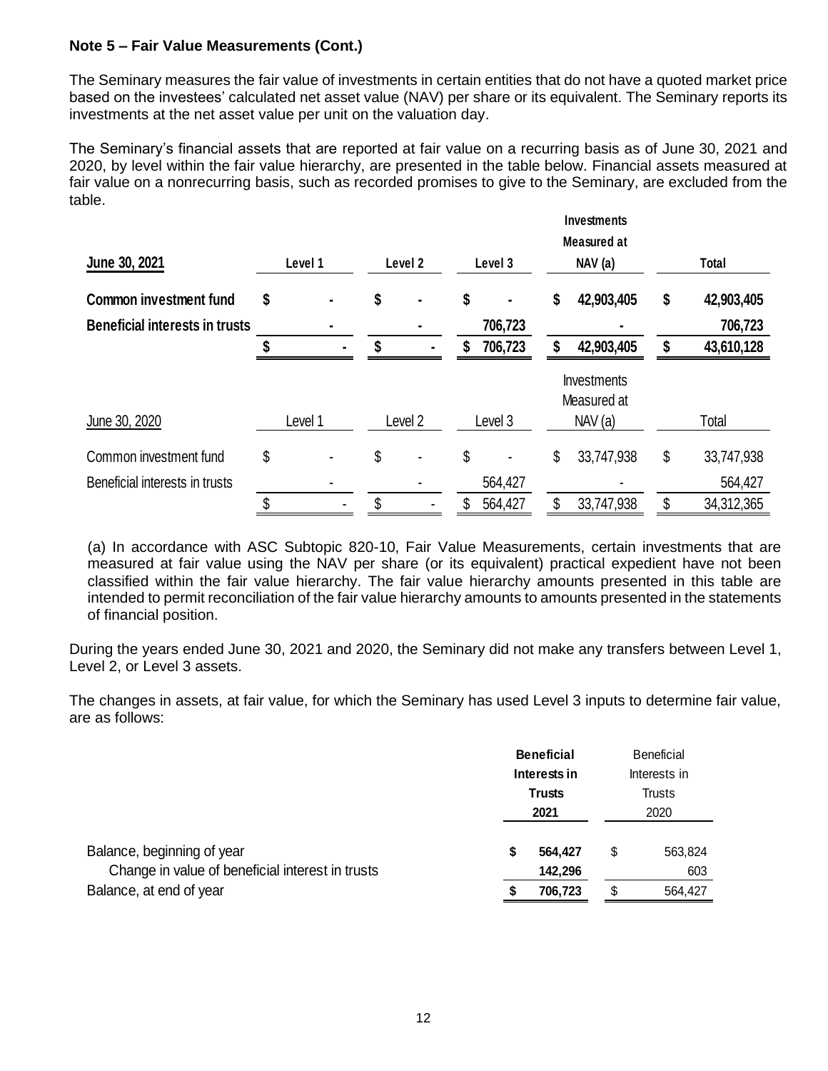**Note 5 – Fair Value Measurements (Cont.)**

The Seminary measures the fair value of investments in certain entities that do not have a quoted market price based on the investees' calculated net asset value (NAV) per share or its equivalent. The Seminary reports its investments at the net asset value per unit on the valuation day.

The Seminary's financial assets that are reported at fair value on a recurring basis as of June 30, 2021 and 2020, by level within the fair value hierarchy, are presented in the table below. Financial assets measured at fair value on a nonrecurring basis, such as recorded promises to give to the Seminary, are excluded from the table.

| **June 30, 2021** | **Level 1** | **Level 2** | **Level 3** | **Investments Measured at NAV (a)** | **Total** |
|---|---|---|---|---|---|
| **Common investment fund** | **$ -** | **$ -** | **$ -** | **$ 42,903,405** | **$ 42,903,405** |
| **Beneficial interests in trusts** | **-** | **-** | **706,723** | **-** | **706,723** |
| | **$ -** | **$ -** | **$ 706,723** | **$ 42,903,405** | **$ 43,610,128** |

| June 30, 2020 | Level 1 | Level 2 | Level 3 | Investments Measured at NAV (a) | Total |
|---|---|---|---|---|---|
| Common investment fund | $ - | $ - | $ - | $ 33,747,938 | $ 33,747,938 |
| Beneficial interests in trusts | - | - | 564,427 | - | 564,427 |
| | $ - | $ - | $ 564,427 | $ 33,747,938 | $ 34,312,365 |

(a) In accordance with ASC Subtopic 820-10, Fair Value Measurements, certain investments that are measured at fair value using the NAV per share (or its equivalent) practical expedient have not been classified within the fair value hierarchy. The fair value hierarchy amounts presented in this table are intended to permit reconciliation of the fair value hierarchy amounts to amounts presented in the statements of financial position.

During the years ended June 30, 2021 and 2020, the Seminary did not make any transfers between Level 1, Level 2, or Level 3 assets.

The changes in assets, at fair value, for which the Seminary has used Level 3 inputs to determine fair value, are as follows:

| | **Beneficial Interests in Trusts 2021** | Beneficial Interests in Trusts 2020 |
|---|---|---|
| Balance, beginning of year | **$ 564,427** | $ 563,824 |
| Change in value of beneficial interest in trusts | **142,296** | 603 |
| Balance, at end of year | **$ 706,723** | $ 564,427 |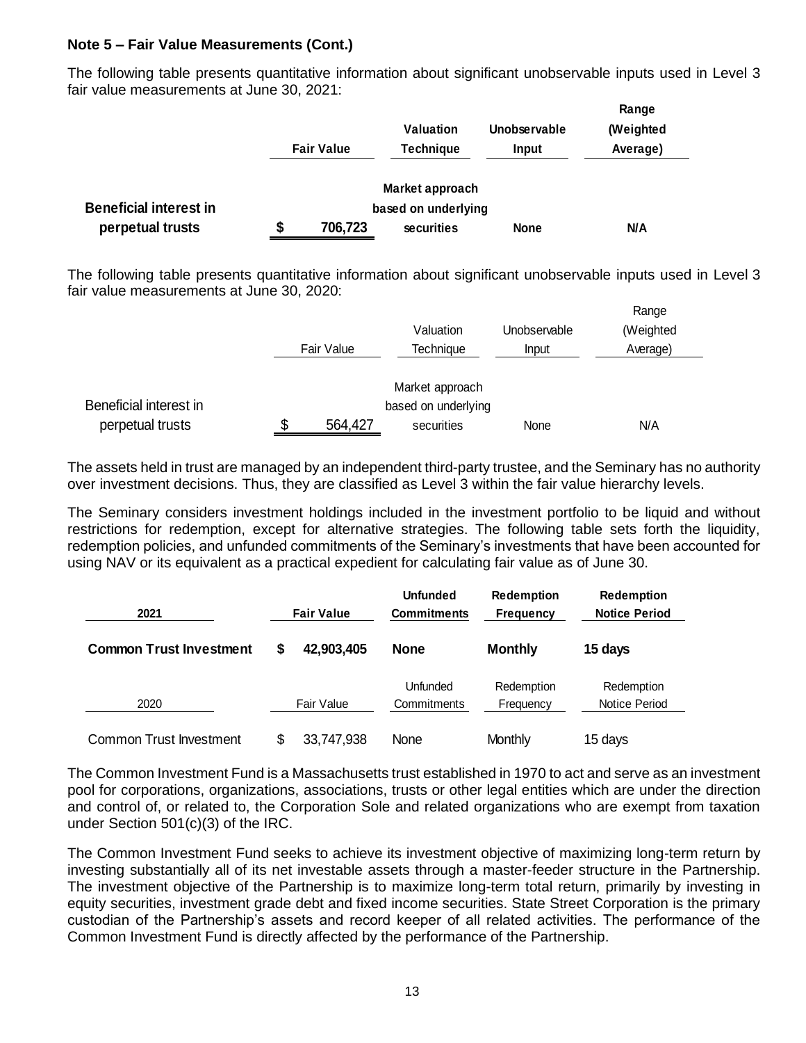**Note 5 – Fair Value Measurements (Cont.)**

The following table presents quantitative information about significant unobservable inputs used in Level 3 fair value measurements at June 30, 2021:

| | Fair Value | Valuation Technique | Unobservable Input | Range (Weighted Average) |
|---|---|---|---|---|
| **Beneficial interest in perpetual trusts** | **$ 706,723** | **Market approach based on underlying securities** | **None** | **N/A** |

The following table presents quantitative information about significant unobservable inputs used in Level 3 fair value measurements at June 30, 2020:

| | Fair Value | Valuation Technique | Unobservable Input | Range (Weighted Average) |
|---|---|---|---|---|
| Beneficial interest in perpetual trusts | $ 564,427 | Market approach based on underlying securities | None | N/A |

The assets held in trust are managed by an independent third-party trustee, and the Seminary has no authority over investment decisions. Thus, they are classified as Level 3 within the fair value hierarchy levels.

The Seminary considers investment holdings included in the investment portfolio to be liquid and without restrictions for redemption, except for alternative strategies. The following table sets forth the liquidity, redemption policies, and unfunded commitments of the Seminary's investments that have been accounted for using NAV or its equivalent as a practical expedient for calculating fair value as of June 30.

| **2021** | **Fair Value** | **Unfunded Commitments** | **Redemption Frequency** | **Redemption Notice Period** |
|---|---|---|---|---|
| **Common Trust Investment** | **$ 42,903,405** | **None** | **Monthly** | **15 days** |

| 2020 | Fair Value | Unfunded Commitments | Redemption Frequency | Redemption Notice Period |
|---|---|---|---|---|
| Common Trust Investment | $ 33,747,938 | None | Monthly | 15 days |

The Common Investment Fund is a Massachusetts trust established in 1970 to act and serve as an investment pool for corporations, organizations, associations, trusts or other legal entities which are under the direction and control of, or related to, the Corporation Sole and related organizations who are exempt from taxation under Section 501(c)(3) of the IRC.

The Common Investment Fund seeks to achieve its investment objective of maximizing long-term return by investing substantially all of its net investable assets through a master-feeder structure in the Partnership. The investment objective of the Partnership is to maximize long-term total return, primarily by investing in equity securities, investment grade debt and fixed income securities. State Street Corporation is the primary custodian of the Partnership's assets and record keeper of all related activities. The performance of the Common Investment Fund is directly affected by the performance of the Partnership.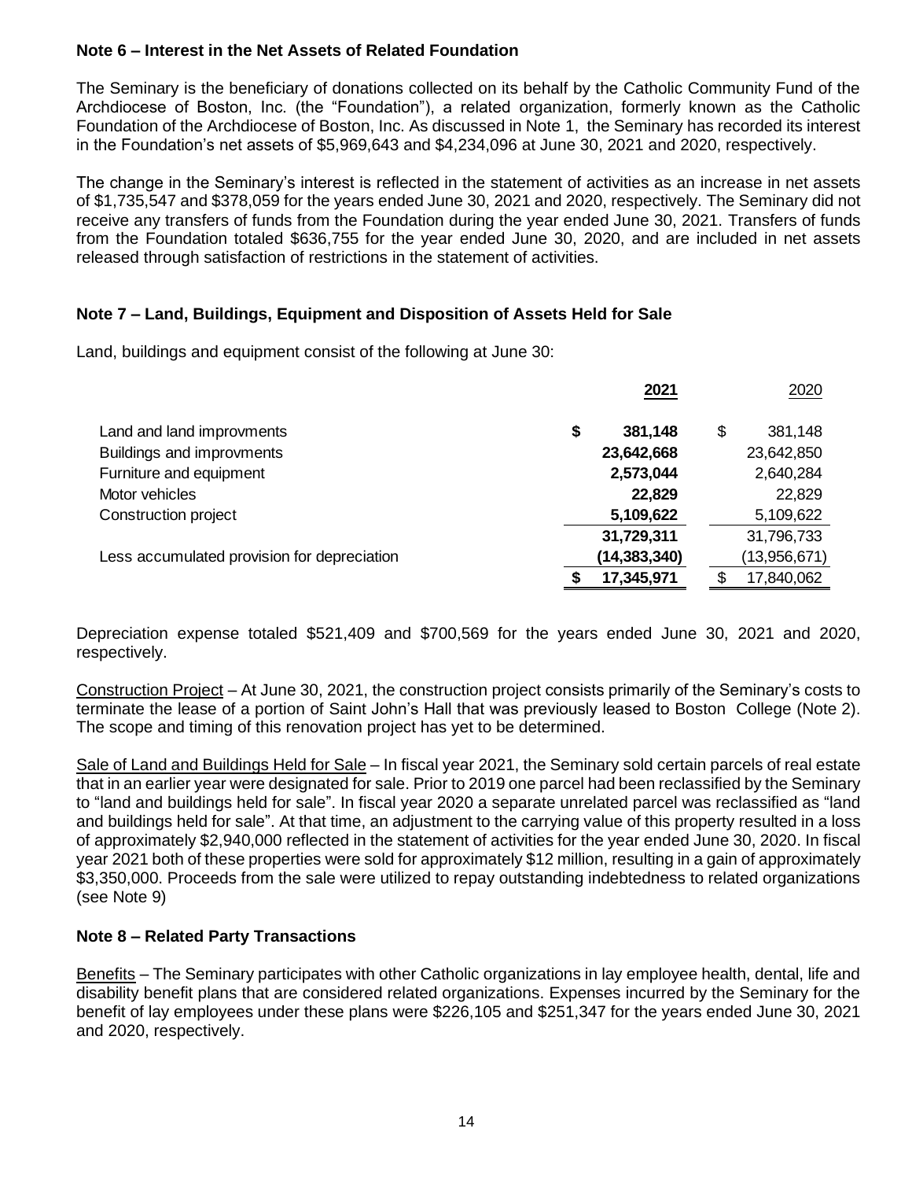**Note 6 – Interest in the Net Assets of Related Foundation**

The Seminary is the beneficiary of donations collected on its behalf by the Catholic Community Fund of the Archdiocese of Boston, Inc. (the "Foundation"), a related organization, formerly known as the Catholic Foundation of the Archdiocese of Boston, Inc. As discussed in Note 1, the Seminary has recorded its interest in the Foundation's net assets of $5,969,643 and $4,234,096 at June 30, 2021 and 2020, respectively.

The change in the Seminary's interest is reflected in the statement of activities as an increase in net assets of $1,735,547 and $378,059 for the years ended June 30, 2021 and 2020, respectively. The Seminary did not receive any transfers of funds from the Foundation during the year ended June 30, 2021. Transfers of funds from the Foundation totaled $636,755 for the year ended June 30, 2020, and are included in net assets released through satisfaction of restrictions in the statement of activities.

**Note 7 – Land, Buildings, Equipment and Disposition of Assets Held for Sale**

Land, buildings and equipment consist of the following at June 30:

| | **2021** | 2020 |
|---|---|---|
| Land and land improvments | **$ 381,148** | $ 381,148 |
| Buildings and improvments | **23,642,668** | 23,642,850 |
| Furniture and equipment | **2,573,044** | 2,640,284 |
| Motor vehicles | **22,829** | 22,829 |
| Construction project | **5,109,622** | 5,109,622 |
| | **31,729,311** | 31,796,733 |
| Less accumulated provision for depreciation | **(14,383,340)** | (13,956,671) |
| | **$ 17,345,971** | $ 17,840,062 |

Depreciation expense totaled $521,409 and $700,569 for the years ended June 30, 2021 and 2020, respectively.

Construction Project – At June 30, 2021, the construction project consists primarily of the Seminary's costs to terminate the lease of a portion of Saint John's Hall that was previously leased to Boston College (Note 2). The scope and timing of this renovation project has yet to be determined.

Sale of Land and Buildings Held for Sale – In fiscal year 2021, the Seminary sold certain parcels of real estate that in an earlier year were designated for sale. Prior to 2019 one parcel had been reclassified by the Seminary to "land and buildings held for sale". In fiscal year 2020 a separate unrelated parcel was reclassified as "land and buildings held for sale". At that time, an adjustment to the carrying value of this property resulted in a loss of approximately $2,940,000 reflected in the statement of activities for the year ended June 30, 2020. In fiscal year 2021 both of these properties were sold for approximately $12 million, resulting in a gain of approximately $3,350,000. Proceeds from the sale were utilized to repay outstanding indebtedness to related organizations (see Note 9)

**Note 8 – Related Party Transactions**

Benefits – The Seminary participates with other Catholic organizations in lay employee health, dental, life and disability benefit plans that are considered related organizations. Expenses incurred by the Seminary for the benefit of lay employees under these plans were $226,105 and $251,347 for the years ended June 30, 2021 and 2020, respectively.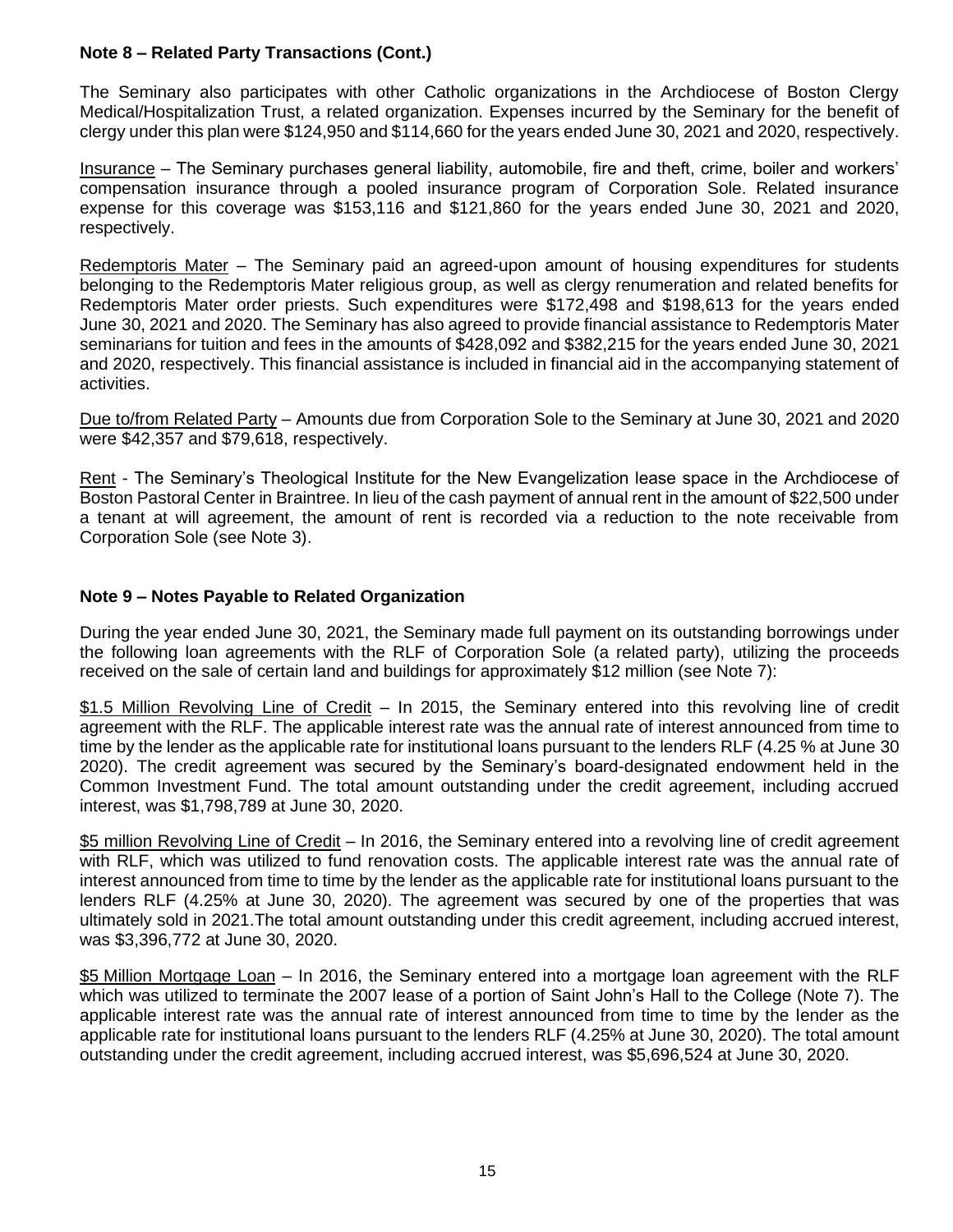**Note 8 – Related Party Transactions (Cont.)**

The Seminary also participates with other Catholic organizations in the Archdiocese of Boston Clergy Medical/Hospitalization Trust, a related organization. Expenses incurred by the Seminary for the benefit of clergy under this plan were $124,950 and $114,660 for the years ended June 30, 2021 and 2020, respectively.

Insurance – The Seminary purchases general liability, automobile, fire and theft, crime, boiler and workers' compensation insurance through a pooled insurance program of Corporation Sole. Related insurance expense for this coverage was $153,116 and $121,860 for the years ended June 30, 2021 and 2020, respectively.

Redemptoris Mater – The Seminary paid an agreed-upon amount of housing expenditures for students belonging to the Redemptoris Mater religious group, as well as clergy renumeration and related benefits for Redemptoris Mater order priests. Such expenditures were $172,498 and $198,613 for the years ended June 30, 2021 and 2020. The Seminary has also agreed to provide financial assistance to Redemptoris Mater seminarians for tuition and fees in the amounts of $428,092 and $382,215 for the years ended June 30, 2021 and 2020, respectively. This financial assistance is included in financial aid in the accompanying statement of activities.

Due to/from Related Party – Amounts due from Corporation Sole to the Seminary at June 30, 2021 and 2020 were $42,357 and $79,618, respectively.

Rent - The Seminary's Theological Institute for the New Evangelization lease space in the Archdiocese of Boston Pastoral Center in Braintree. In lieu of the cash payment of annual rent in the amount of $22,500 under a tenant at will agreement, the amount of rent is recorded via a reduction to the note receivable from Corporation Sole (see Note 3).

**Note 9 – Notes Payable to Related Organization**

During the year ended June 30, 2021, the Seminary made full payment on its outstanding borrowings under the following loan agreements with the RLF of Corporation Sole (a related party), utilizing the proceeds received on the sale of certain land and buildings for approximately $12 million (see Note 7):

$1.5 Million Revolving Line of Credit – In 2015, the Seminary entered into this revolving line of credit agreement with the RLF. The applicable interest rate was the annual rate of interest announced from time to time by the lender as the applicable rate for institutional loans pursuant to the lenders RLF (4.25 % at June 30 2020). The credit agreement was secured by the Seminary's board-designated endowment held in the Common Investment Fund. The total amount outstanding under the credit agreement, including accrued interest, was $1,798,789 at June 30, 2020.

$5 million Revolving Line of Credit – In 2016, the Seminary entered into a revolving line of credit agreement with RLF, which was utilized to fund renovation costs. The applicable interest rate was the annual rate of interest announced from time to time by the lender as the applicable rate for institutional loans pursuant to the lenders RLF (4.25% at June 30, 2020). The agreement was secured by one of the properties that was ultimately sold in 2021.The total amount outstanding under this credit agreement, including accrued interest, was $3,396,772 at June 30, 2020.

$5 Million Mortgage Loan – In 2016, the Seminary entered into a mortgage loan agreement with the RLF which was utilized to terminate the 2007 lease of a portion of Saint John's Hall to the College (Note 7). The applicable interest rate was the annual rate of interest announced from time to time by the lender as the applicable rate for institutional loans pursuant to the lenders RLF (4.25% at June 30, 2020). The total amount outstanding under the credit agreement, including accrued interest, was $5,696,524 at June 30, 2020.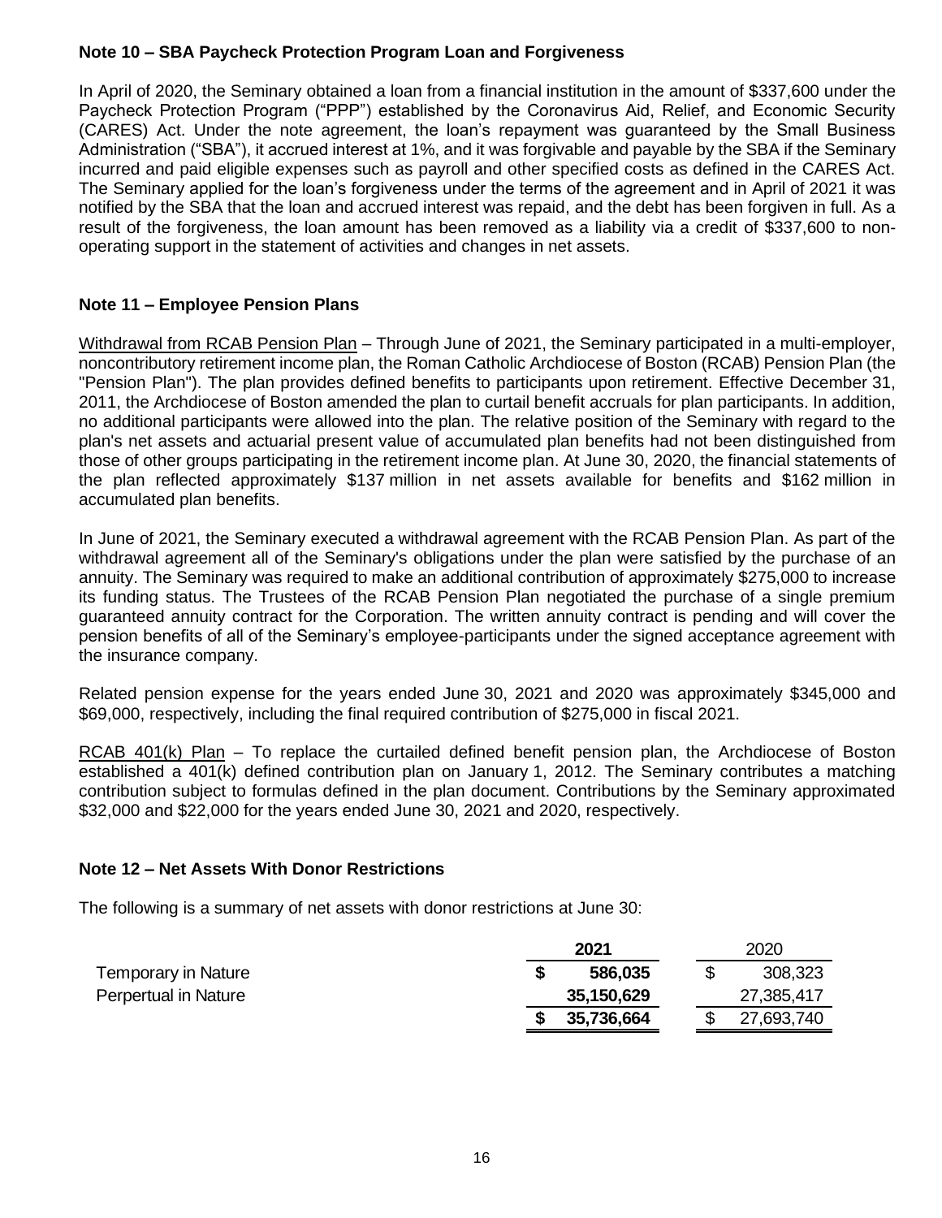### Note 10 – SBA Paycheck Protection Program Loan and Forgiveness

In April of 2020, the Seminary obtained a loan from a financial institution in the amount of $337,600 under the Paycheck Protection Program ("PPP") established by the Coronavirus Aid, Relief, and Economic Security (CARES) Act. Under the note agreement, the loan's repayment was guaranteed by the Small Business Administration ("SBA"), it accrued interest at 1%, and it was forgivable and payable by the SBA if the Seminary incurred and paid eligible expenses such as payroll and other specified costs as defined in the CARES Act. The Seminary applied for the loan's forgiveness under the terms of the agreement and in April of 2021 it was notified by the SBA that the loan and accrued interest was repaid, and the debt has been forgiven in full. As a result of the forgiveness, the loan amount has been removed as a liability via a credit of $337,600 to non-operating support in the statement of activities and changes in net assets.

### Note 11 – Employee Pension Plans

Withdrawal from RCAB Pension Plan – Through June of 2021, the Seminary participated in a multi-employer, noncontributory retirement income plan, the Roman Catholic Archdiocese of Boston (RCAB) Pension Plan (the "Pension Plan"). The plan provides defined benefits to participants upon retirement. Effective December 31, 2011, the Archdiocese of Boston amended the plan to curtail benefit accruals for plan participants. In addition, no additional participants were allowed into the plan. The relative position of the Seminary with regard to the plan's net assets and actuarial present value of accumulated plan benefits had not been distinguished from those of other groups participating in the retirement income plan. At June 30, 2020, the financial statements of the plan reflected approximately $137 million in net assets available for benefits and $162 million in accumulated plan benefits.

In June of 2021, the Seminary executed a withdrawal agreement with the RCAB Pension Plan. As part of the withdrawal agreement all of the Seminary's obligations under the plan were satisfied by the purchase of an annuity. The Seminary was required to make an additional contribution of approximately $275,000 to increase its funding status. The Trustees of the RCAB Pension Plan negotiated the purchase of a single premium guaranteed annuity contract for the Corporation. The written annuity contract is pending and will cover the pension benefits of all of the Seminary's employee-participants under the signed acceptance agreement with the insurance company.

Related pension expense for the years ended June 30, 2021 and 2020 was approximately $345,000 and $69,000, respectively, including the final required contribution of $275,000 in fiscal 2021.

RCAB 401(k) Plan – To replace the curtailed defined benefit pension plan, the Archdiocese of Boston established a 401(k) defined contribution plan on January 1, 2012. The Seminary contributes a matching contribution subject to formulas defined in the plan document. Contributions by the Seminary approximated $32,000 and $22,000 for the years ended June 30, 2021 and 2020, respectively.

### Note 12 – Net Assets With Donor Restrictions

The following is a summary of net assets with donor restrictions at June 30:

| | **2021** | 2020 |
|---|---|---|
| Temporary in Nature | **$ 586,035** | $ 308,323 |
| Perpertual in Nature | **35,150,629** | 27,385,417 |
| | **$ 35,736,664** | $ 27,693,740 |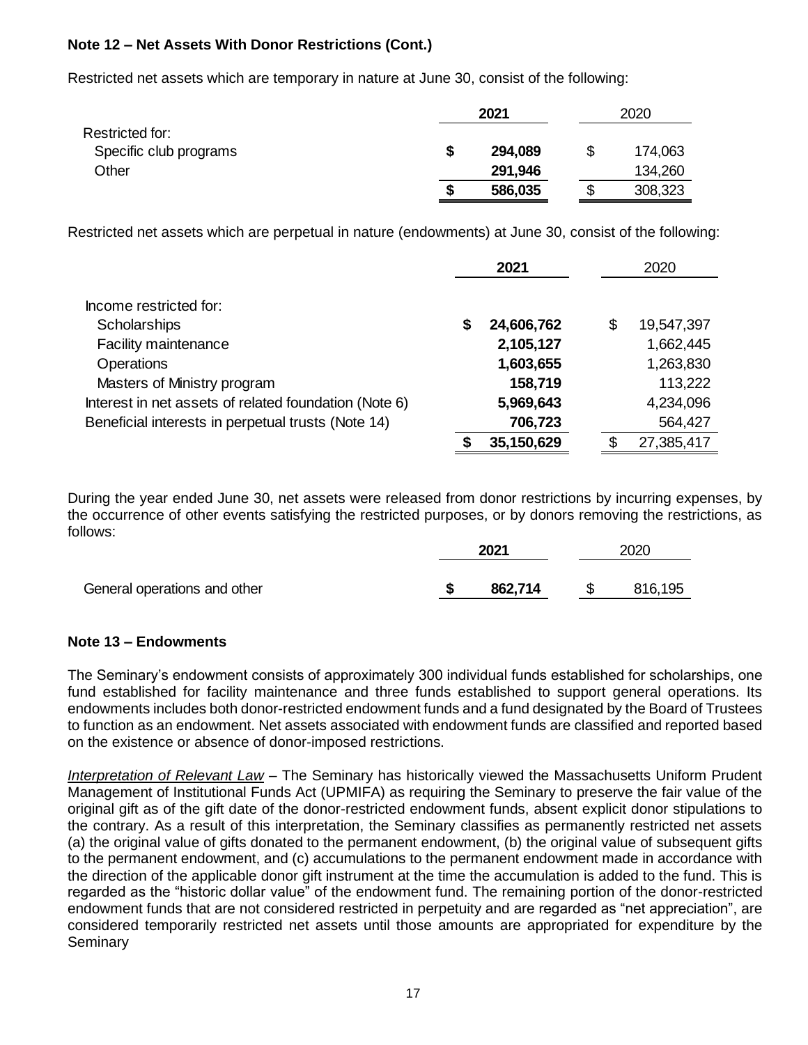**Note 12 – Net Assets With Donor Restrictions (Cont.)**

Restricted net assets which are temporary in nature at June 30, consist of the following:

| | 2021 | 2020 |
|---|---|---|
| Restricted for: | | |
| Specific club programs | $ 294,089 | $ 174,063 |
| Other | 291,946 | 134,260 |
| | $ 586,035 | $ 308,323 |

Restricted net assets which are perpetual in nature (endowments) at June 30, consist of the following:

| | 2021 | 2020 |
|---|---|---|
| Income restricted for: | | |
| Scholarships | $ 24,606,762 | $ 19,547,397 |
| Facility maintenance | 2,105,127 | 1,662,445 |
| Operations | 1,603,655 | 1,263,830 |
| Masters of Ministry program | 158,719 | 113,222 |
| Interest in net assets of related foundation (Note 6) | 5,969,643 | 4,234,096 |
| Beneficial interests in perpetual trusts (Note 14) | 706,723 | 564,427 |
| | $ 35,150,629 | $ 27,385,417 |

During the year ended June 30, net assets were released from donor restrictions by incurring expenses, by the occurrence of other events satisfying the restricted purposes, or by donors removing the restrictions, as follows:

| | 2021 | 2020 |
|---|---|---|
| General operations and other | $ 862,714 | $ 816,195 |

**Note 13 – Endowments**

The Seminary's endowment consists of approximately 300 individual funds established for scholarships, one fund established for facility maintenance and three funds established to support general operations. Its endowments includes both donor-restricted endowment funds and a fund designated by the Board of Trustees to function as an endowment. Net assets associated with endowment funds are classified and reported based on the existence or absence of donor-imposed restrictions.

*Interpretation of Relevant Law* – The Seminary has historically viewed the Massachusetts Uniform Prudent Management of Institutional Funds Act (UPMIFA) as requiring the Seminary to preserve the fair value of the original gift as of the gift date of the donor-restricted endowment funds, absent explicit donor stipulations to the contrary. As a result of this interpretation, the Seminary classifies as permanently restricted net assets (a) the original value of gifts donated to the permanent endowment, (b) the original value of subsequent gifts to the permanent endowment, and (c) accumulations to the permanent endowment made in accordance with the direction of the applicable donor gift instrument at the time the accumulation is added to the fund. This is regarded as the "historic dollar value" of the endowment fund. The remaining portion of the donor-restricted endowment funds that are not considered restricted in perpetuity and are regarded as "net appreciation", are considered temporarily restricted net assets until those amounts are appropriated for expenditure by the Seminary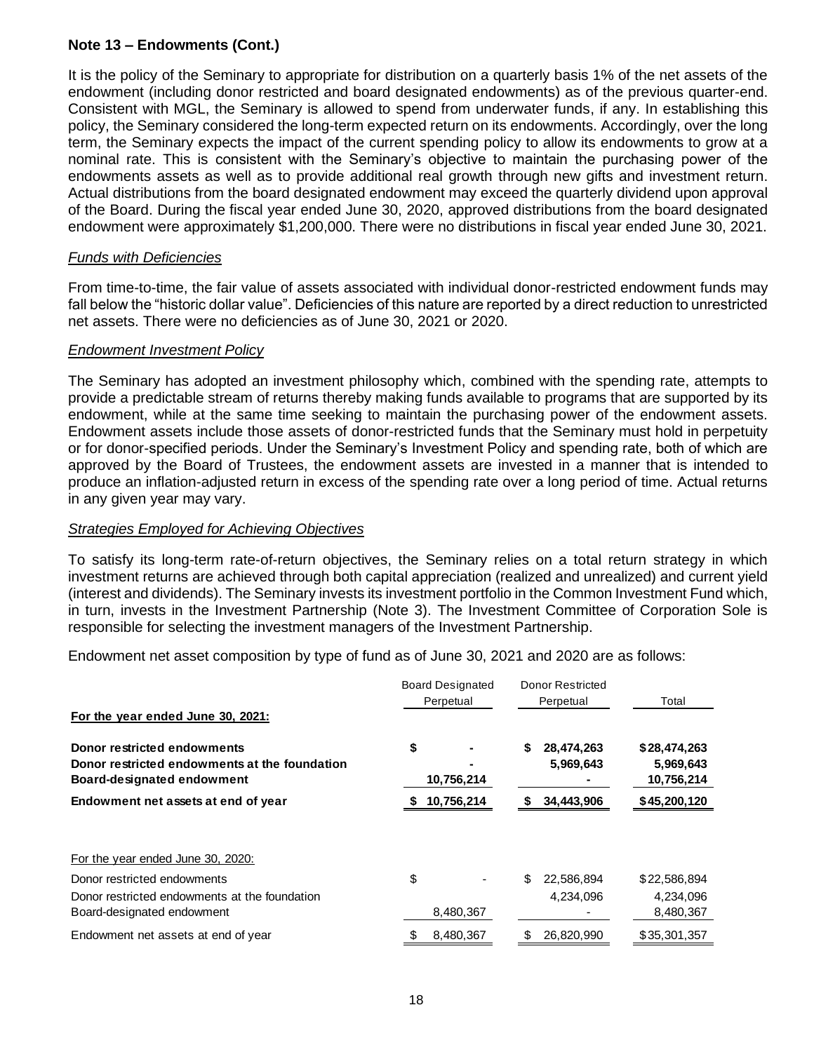**Note 13 – Endowments (Cont.)**

It is the policy of the Seminary to appropriate for distribution on a quarterly basis 1% of the net assets of the endowment (including donor restricted and board designated endowments) as of the previous quarter-end. Consistent with MGL, the Seminary is allowed to spend from underwater funds, if any. In establishing this policy, the Seminary considered the long-term expected return on its endowments. Accordingly, over the long term, the Seminary expects the impact of the current spending policy to allow its endowments to grow at a nominal rate. This is consistent with the Seminary's objective to maintain the purchasing power of the endowments assets as well as to provide additional real growth through new gifts and investment return. Actual distributions from the board designated endowment may exceed the quarterly dividend upon approval of the Board. During the fiscal year ended June 30, 2020, approved distributions from the board designated endowment were approximately $1,200,000. There were no distributions in fiscal year ended June 30, 2021.

*Funds with Deficiencies*

From time-to-time, the fair value of assets associated with individual donor-restricted endowment funds may fall below the "historic dollar value". Deficiencies of this nature are reported by a direct reduction to unrestricted net assets. There were no deficiencies as of June 30, 2021 or 2020.

*Endowment Investment Policy*

The Seminary has adopted an investment philosophy which, combined with the spending rate, attempts to provide a predictable stream of returns thereby making funds available to programs that are supported by its endowment, while at the same time seeking to maintain the purchasing power of the endowment assets. Endowment assets include those assets of donor-restricted funds that the Seminary must hold in perpetuity or for donor-specified periods. Under the Seminary's Investment Policy and spending rate, both of which are approved by the Board of Trustees, the endowment assets are invested in a manner that is intended to produce an inflation-adjusted return in excess of the spending rate over a long period of time. Actual returns in any given year may vary.

*Strategies Employed for Achieving Objectives*

To satisfy its long-term rate-of-return objectives, the Seminary relies on a total return strategy in which investment returns are achieved through both capital appreciation (realized and unrealized) and current yield (interest and dividends). The Seminary invests its investment portfolio in the Common Investment Fund which, in turn, invests in the Investment Partnership (Note 3). The Investment Committee of Corporation Sole is responsible for selecting the investment managers of the Investment Partnership.

Endowment net asset composition by type of fund as of June 30, 2021 and 2020 are as follows:

| | Board Designated Perpetual | Donor Restricted Perpetual | Total |
|---|---|---|---|
| **For the year ended June 30, 2021:** | | | |
| **Donor restricted endowments** | **$ -** | **$ 28,474,263** | **$28,474,263** |
| **Donor restricted endowments at the foundation** | **-** | **5,969,643** | **5,969,643** |
| **Board-designated endowment** | **10,756,214** | **-** | **10,756,214** |
| **Endowment net assets at end of year** | **$ 10,756,214** | **$ 34,443,906** | **$45,200,120** |
| | | | |
| For the year ended June 30, 2020: | | | |
| Donor restricted endowments | $ - | $ 22,586,894 | $22,586,894 |
| Donor restricted endowments at the foundation | | 4,234,096 | 4,234,096 |
| Board-designated endowment | 8,480,367 | - | 8,480,367 |
| Endowment net assets at end of year | $ 8,480,367 | $ 26,820,990 | $35,301,357 |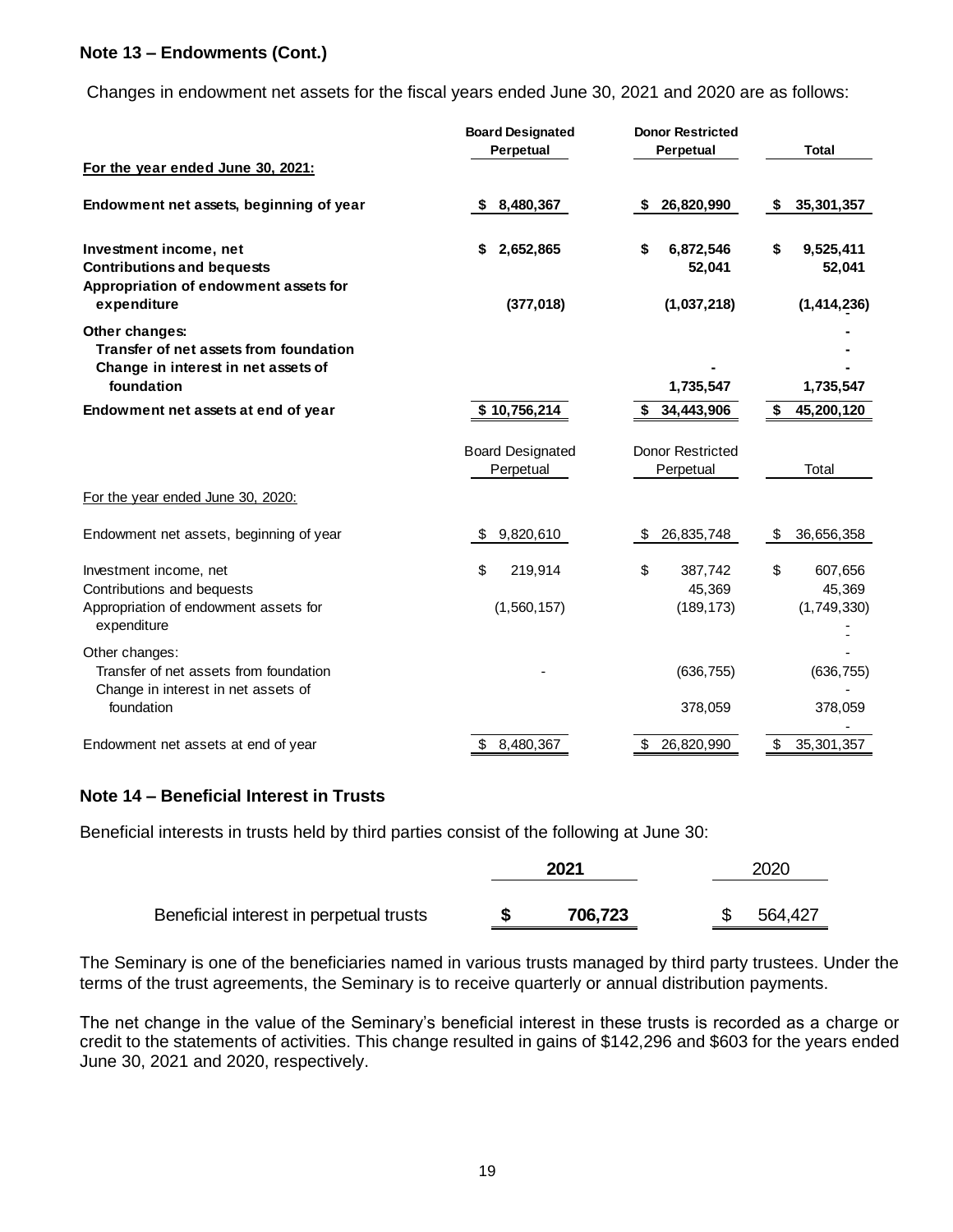## Note 13 – Endowments (Cont.)

Changes in endowment net assets for the fiscal years ended June 30, 2021 and 2020 are as follows:

| | Board Designated Perpetual | Donor Restricted Perpetual | Total |
|---|---|---|---|
| **For the year ended June 30, 2021:** | | | |
| **Endowment net assets, beginning of year** | **$ 8,480,367** | **$ 26,820,990** | **$ 35,301,357** |
| **Investment income, net** | **$ 2,652,865** | **$ 6,872,546** | **$ 9,525,411** |
| **Contributions and bequests** | | **52,041** | **52,041** |
| **Appropriation of endowment assets for expenditure** | **(377,018)** | **(1,037,218)** | **(1,414,236)** |
| **Other changes:** | | | **-** |
| **Transfer of net assets from foundation** | | | **-** |
| **Change in interest in net assets of foundation** | | **1,735,547** | **1,735,547** |
| **Endowment net assets at end of year** | **$ 10,756,214** | **$ 34,443,906** | **$ 45,200,120** |

| | Board Designated Perpetual | Donor Restricted Perpetual | Total |
|---|---|---|---|
| For the year ended June 30, 2020: | | | |
| Endowment net assets, beginning of year | $ 9,820,610 | $ 26,835,748 | $ 36,656,358 |
| Investment income, net | $ 219,914 | $ 387,742 | $ 607,656 |
| Contributions and bequests | | 45,369 | 45,369 |
| Appropriation of endowment assets for expenditure | (1,560,157) | (189,173) | (1,749,330) |
| Other changes: | | | - |
| Transfer of net assets from foundation | - | (636,755) | (636,755) |
| Change in interest in net assets of foundation | | 378,059 | 378,059 |
| Endowment net assets at end of year | $ 8,480,367 | $ 26,820,990 | $ 35,301,357 |

## Note 14 – Beneficial Interest in Trusts

Beneficial interests in trusts held by third parties consist of the following at June 30:

| | 2021 | 2020 |
|---|---|---|
| Beneficial interest in perpetual trusts | **$ 706,723** | $ 564,427 |

The Seminary is one of the beneficiaries named in various trusts managed by third party trustees. Under the terms of the trust agreements, the Seminary is to receive quarterly or annual distribution payments.

The net change in the value of the Seminary's beneficial interest in these trusts is recorded as a charge or credit to the statements of activities. This change resulted in gains of $142,296 and $603 for the years ended June 30, 2021 and 2020, respectively.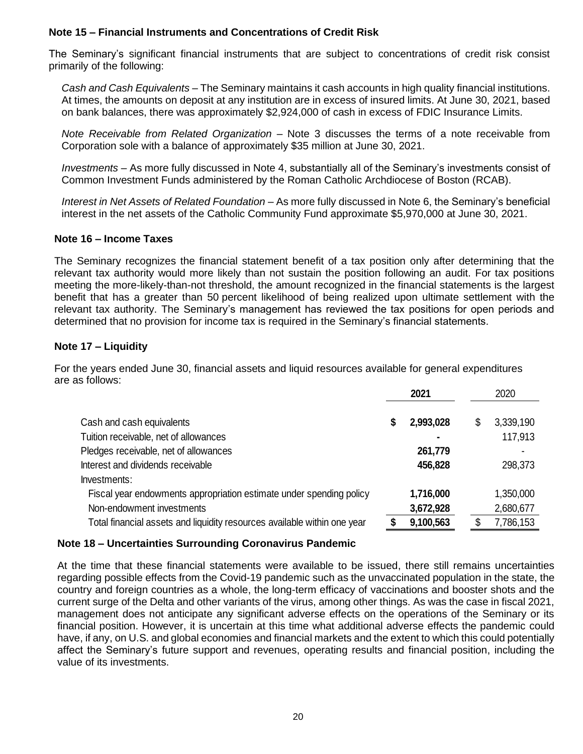## Note 15 – Financial Instruments and Concentrations of Credit Risk

The Seminary's significant financial instruments that are subject to concentrations of credit risk consist primarily of the following:

*Cash and Cash Equivalents* – The Seminary maintains it cash accounts in high quality financial institutions. At times, the amounts on deposit at any institution are in excess of insured limits. At June 30, 2021, based on bank balances, there was approximately $2,924,000 of cash in excess of FDIC Insurance Limits.

*Note Receivable from Related Organization* – Note 3 discusses the terms of a note receivable from Corporation sole with a balance of approximately $35 million at June 30, 2021.

*Investments* – As more fully discussed in Note 4, substantially all of the Seminary's investments consist of Common Investment Funds administered by the Roman Catholic Archdiocese of Boston (RCAB).

*Interest in Net Assets of Related Foundation* – As more fully discussed in Note 6, the Seminary's beneficial interest in the net assets of the Catholic Community Fund approximate $5,970,000 at June 30, 2021.

## Note 16 – Income Taxes

The Seminary recognizes the financial statement benefit of a tax position only after determining that the relevant tax authority would more likely than not sustain the position following an audit. For tax positions meeting the more-likely-than-not threshold, the amount recognized in the financial statements is the largest benefit that has a greater than 50 percent likelihood of being realized upon ultimate settlement with the relevant tax authority. The Seminary's management has reviewed the tax positions for open periods and determined that no provision for income tax is required in the Seminary's financial statements.

## Note 17 – Liquidity

For the years ended June 30, financial assets and liquid resources available for general expenditures are as follows:

| | **2021** | 2020 |
|---|---|---|
| Cash and cash equivalents | **$ 2,993,028** | $ 3,339,190 |
| Tuition receivable, net of allowances | **-** | 117,913 |
| Pledges receivable, net of allowances | **261,779** | - |
| Interest and dividends receivable | **456,828** | 298,373 |
| Investments: | | |
| Fiscal year endowments appropriation estimate under spending policy | **1,716,000** | 1,350,000 |
| Non-endowment investments | **3,672,928** | 2,680,677 |
| Total financial assets and liquidity resources available within one year | **$ 9,100,563** | $ 7,786,153 |

## Note 18 – Uncertainties Surrounding Coronavirus Pandemic

At the time that these financial statements were available to be issued, there still remains uncertainties regarding possible effects from the Covid-19 pandemic such as the unvaccinated population in the state, the country and foreign countries as a whole, the long-term efficacy of vaccinations and booster shots and the current surge of the Delta and other variants of the virus, among other things. As was the case in fiscal 2021, management does not anticipate any significant adverse effects on the operations of the Seminary or its financial position. However, it is uncertain at this time what additional adverse effects the pandemic could have, if any, on U.S. and global economies and financial markets and the extent to which this could potentially affect the Seminary's future support and revenues, operating results and financial position, including the value of its investments.